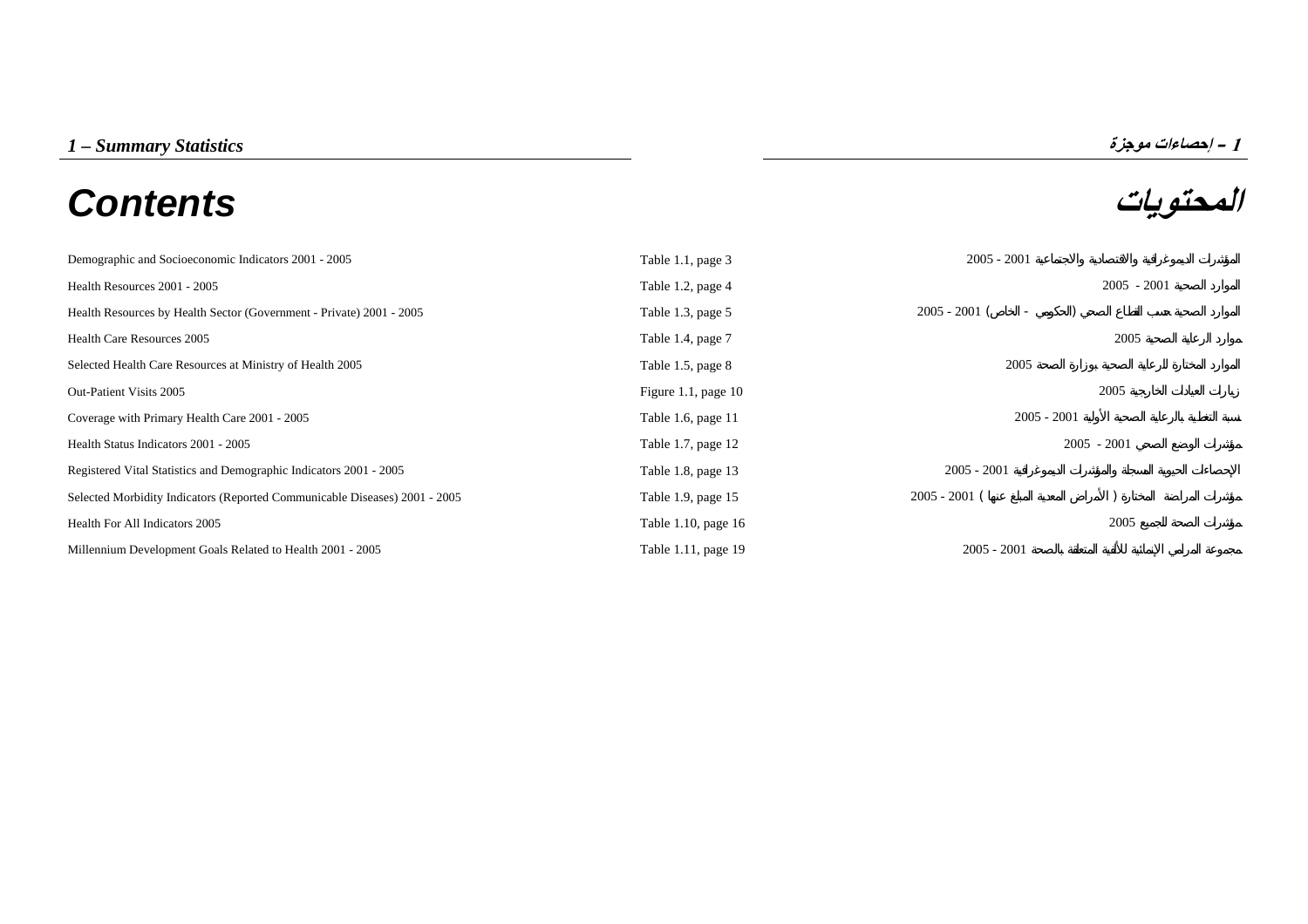*1 – Summary Statistics* **1 – إحصاءات موجزة**

# Contents

# المحتويات

| | | |
|---|---|---|
| Demographic and Socioeconomic Indicators 2001 - 2005 | Table 1.1, page 3 | المؤشرات الديموغرافية والاقتصادية والاجتماعية 2001 - 2005 |
| Health Resources 2001 - 2005 | Table 1.2, page 4 | الموارد الصحية 2001 - 2005 |
| Health Resources by Health Sector (Government - Private) 2001 - 2005 | Table 1.3, page 5 | الموارد الصحية حسب القطاع الصحي (الحكومي - الخاص) 2001 - 2005 |
| Health Care Resources 2005 | Table 1.4, page 7 | موارد الرعاية الصحية 2005 |
| Selected Health Care Resources at Ministry of Health 2005 | Table 1.5, page 8 | الموارد المختارة للرعاية الصحية بوزارة الصحة 2005 |
| Out-Patient Visits 2005 | Figure 1.1, page 10 | زيارات العيادات الخارجية 2005 |
| Coverage with Primary Health Care 2001 - 2005 | Table 1.6, page 11 | نسبة التغطية بالرعاية الصحية الأولية 2001 - 2005 |
| Health Status Indicators 2001 - 2005 | Table 1.7, page 12 | مؤشرات الوضع الصحي 2001 - 2005 |
| Registered Vital Statistics and Demographic Indicators 2001 - 2005 | Table 1.8, page 13 | الإحصاءات الحيوية المسجلة والمؤشرات الديموغرافية 2001 - 2005 |
| Selected Morbidity Indicators (Reported Communicable Diseases) 2001 - 2005 | Table 1.9, page 15 | مؤشرات المراضة المختارة ( الأمراض المعدية المبلغ عنها ) 2001 - 2005 |
| Health For All Indicators 2005 | Table 1.10, page 16 | مؤشرات الصحة للجميع 2005 |
| Millennium Development Goals Related to Health 2001 - 2005 | Table 1.11, page 19 | مجموعة المرامي الإنمائية للألفية المتعلقة بالصحة 2001 - 2005 |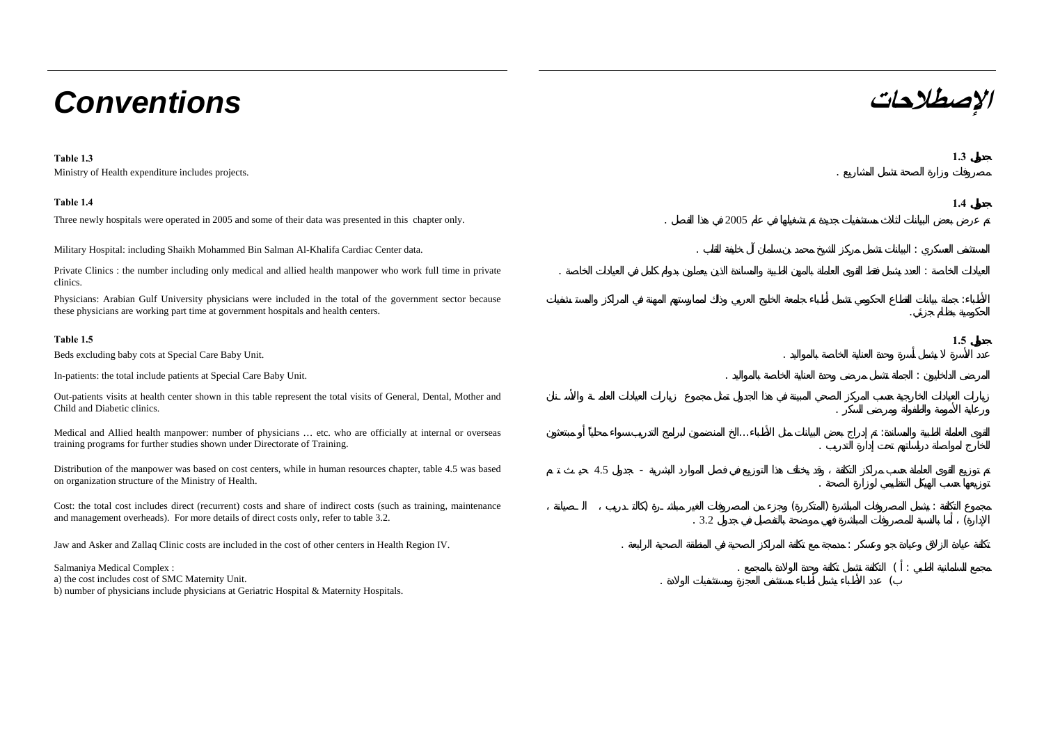# Conventions

# الإصطلاحات

**Table 1.3**

Ministry of Health expenditure includes projects.

**جدول 1.3**

مصروفات وزارة الصحة تشمل المشاريع .

**Table 1.4**

Three newly hospitals were operated in 2005 and some of their data was presented in this chapter only.

Military Hospital: including Shaikh Mohammed Bin Salman Al-Khalifa Cardiac Center data.

Private Clinics : the number including only medical and allied health manpower who work full time in private clinics.

Physicians: Arabian Gulf University physicians were included in the total of the government sector because these physicians are working part time at government hospitals and health centers.

**جدول 1.4**

تم عرض بعض البيانات لثلاث مستشفيات جديدة تم تشغيلها في عام 2005 في هذا الفصل .

المستشفى العسكري : البيانات تشمل مركز الشيخ محمد بن سلمان آل خليفة للقلب .

العيادات الخاصة : العدد يشمل فقط القوى العاملة بالمهن الطبية والمساندة الذين يعملون بدوام كامل في العيادات الخاصة .

الأطباء: جملة بيانات القطاع الحكومي تشمل أطباء جامعة الخليج العربي وذلك لممارستهم المهنة في المراكز والمستشفيات الحكومية بنظام جزئي.

**Table 1.5**

Beds excluding baby cots at Special Care Baby Unit.

In-patients: the total include patients at Special Care Baby Unit.

Out-patients visits at health center shown in this table represent the total visits of General, Dental, Mother and Child and Diabetic clinics.

Medical and Allied health manpower: number of physicians … etc. who are officially at internal or overseas training programs for further studies shown under Directorate of Training.

Distribution of the manpower was based on cost centers, while in human resources chapter, table 4.5 was based on organization structure of the Ministry of Health.

Cost: the total cost includes direct (recurrent) costs and share of indirect costs (such as training, maintenance and management overheads). For more details of direct costs only, refer to table 3.2.

Jaw and Asker and Zallaq Clinic costs are included in the cost of other centers in Health Region IV.

Salmaniya Medical Complex :
a) the cost includes cost of SMC Maternity Unit.
b) number of physicians include physicians at Geriatric Hospital & Maternity Hospitals.

**جدول 1.5**

عدد الأسرة لا يشمل أسرة وحدة العناية الخاصة بالمواليد .

المرضى الداخليين : الجملة تشمل مرضى وحدة العناية الخاصة بالمواليد .

زيارات العيادات الخارجية حسب المركز الصحي المبينة في هذا الجدول تمثل مجموع زيارات العيادات العامة والأسنان ورعاية الأمومة والطفولة ومرضى السكر .

القوى العاملة الطبية والمساندة: تم إدراج بعض البيانات مثل الأطباء...الخ المنضمين لبرامج التدريب سواء محلياً أو مبتعثين للخارج لمواصلة دراساتهم تحت إدارة التدريب .

تم توزيع القوى العاملة حسب مراكز التكلفة ، وقد يختلف هذا التوزيع في فصل الموارد البشرية - جدول 4.5 حيث تم توزيعها حسب الهيكل التنظيمي لوزارة الصحة .

مجموع التكلفة : يشمل المصروفات المباشرة (المتكررة) وجزء من المصروفات الغير مباشرة (كالتدريب ، الصيانة ، الإدارة) ، أما بالنسبة للمصروفات المباشرة فهي موضحة بالتفصيل في جدول 3.2 .

تكلفة عيادة الزلاق وعيادة جو وعسكر : مدمجة مع تكلفة المراكز الصحية في المنطقة الصحية الرابعة .

مجمع السلمانية الطبي : أ ) التكلفة تشمل تكلفة وحدة الولادة بالمجمع .
ب) عدد الأطباء يشمل أطباء مستشفى العجزة ومستشفيات الولادة .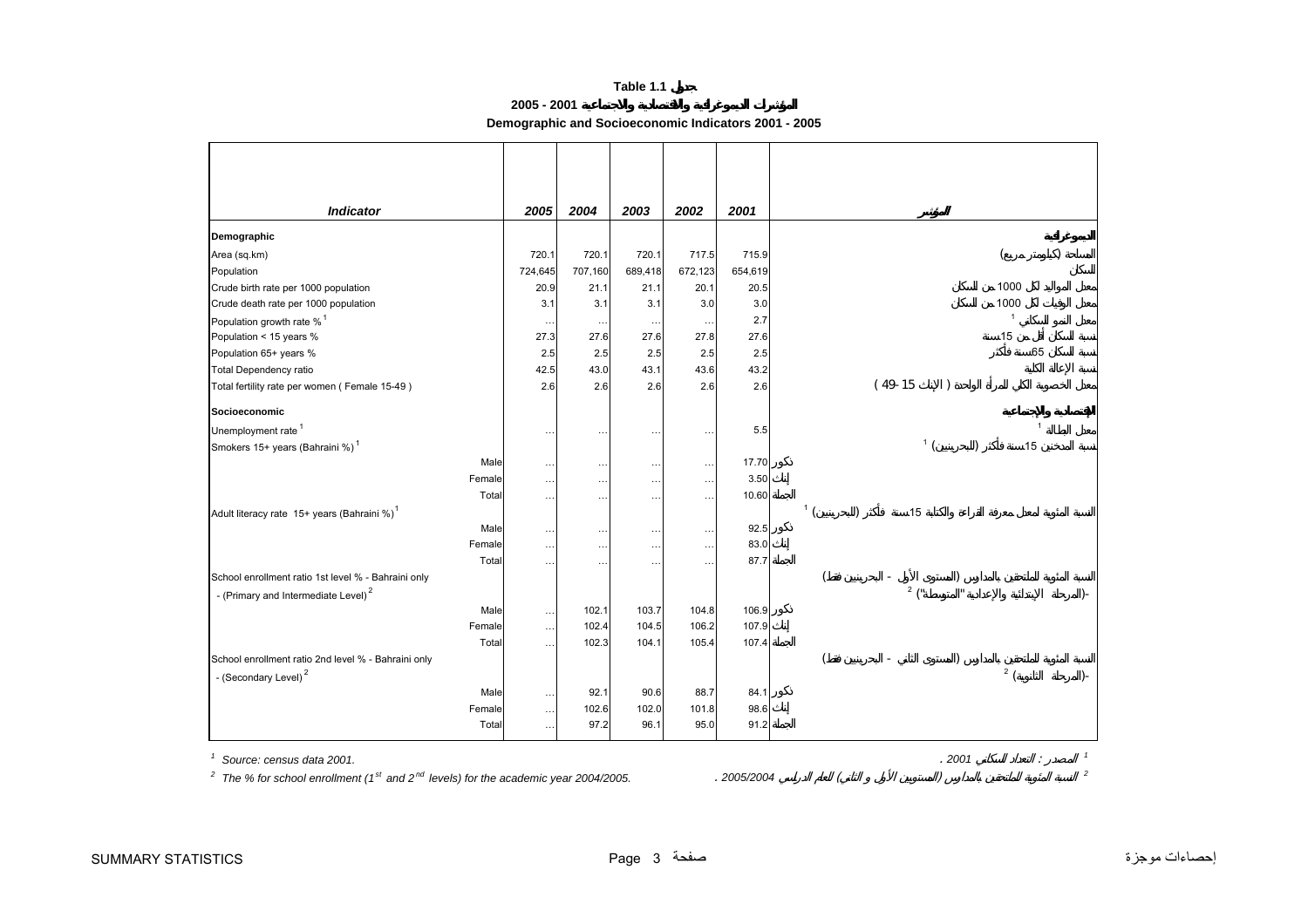**Table 1.1 جدول**

**المؤشرات الديموغرافية والاقتصادية والاجتماعية 2001 - 2005**

**Demographic and Socioeconomic Indicators 2001 - 2005**

| *Indicator* | | 2005 | 2004 | 2003 | 2002 | 2001 | | المؤشر |
|---|---|---|---|---|---|---|---|---|
| **Demographic** | | | | | | | | **الديموغرافية** |
| Area (sq.km) | | 720.1 | 720.1 | 720.1 | 717.5 | 715.9 | | المساحة (كيلومتر مربع) |
| Population | | 724,645 | 707,160 | 689,418 | 672,123 | 654,619 | | السكان |
| Crude birth rate per 1000 population | | 20.9 | 21.1 | 21.1 | 20.1 | 20.5 | | معدل المواليد لكل 1000 من السكان |
| Crude death rate per 1000 population | | 3.1 | 3.1 | 3.1 | 3.0 | 3.0 | | معدل الوفيات لكل 1000 من السكان |
| Population growth rate % [1] | | … | … | … | … | 2.7 | | معدل النمو السكاني [1] |
| Population < 15 years % | | 27.3 | 27.6 | 27.6 | 27.8 | 27.6 | | نسبة السكان أقل من 15سنة |
| Population 65+ years % | | 2.5 | 2.5 | 2.5 | 2.5 | 2.5 | | نسبة السكان 65سنة فأكثر |
| Total Dependency ratio | | 42.5 | 43.0 | 43.1 | 43.6 | 43.2 | | نسبة الإعالة الكلية |
| Total fertility rate per women ( Female 15-49 ) | | 2.6 | 2.6 | 2.6 | 2.6 | 2.6 | | معدل الخصوبة الكلي للمرأة الواحدة ( الاناث 15 -49 ) |
| **Socioeconomic** | | | | | | | | **الاقتصادية والاجتماعية** |
| Unemployment rate [1] | | … | … | … | … | 5.5 | | معدل البطالة [1] |
| Smokers 15+ years (Bahraini %) [1] | | | | | | | | نسبة المدخنين 15سنة فأكثر (البحرينيين) [1] |
| | Male | … | … | … | … | 17.70 | ذكور | |
| | Female | … | … | … | … | 3.50 | إناث | |
| | Total | … | … | … | … | 10.60 | الجملة | |
| Adult literacy rate 15+ years (Bahraini %) [1] | | | | | | | | النسبة المئوية لمعدل معرفة القراءة والكتابة 15سنة فأكثر (البحرينيين) [1] |
| | Male | … | … | … | … | 92.5 | ذكور | |
| | Female | … | … | … | … | 83.0 | إناث | |
| | Total | … | … | … | … | 87.7 | الجملة | |
| School enrollment ratio 1st level % - Bahraini only - (Primary and Intermediate Level) [2] | | | | | | | | النسبة المئوية للملتحقين بالمدارس (المستوى الأول - البحرينيين فقط) -(المرحلة الابتدائية والإعدادية "المتوسطة") [2] |
| | Male | … | 102.1 | 103.7 | 104.8 | 106.9 | ذكور | |
| | Female | … | 102.4 | 104.5 | 106.2 | 107.9 | إناث | |
| | Total | … | 102.3 | 104.1 | 105.4 | 107.4 | الجملة | |
| School enrollment ratio 2nd level % - Bahraini only - (Secondary Level) [2] | | | | | | | | النسبة المئوية للملتحقين بالمدارس (المستوى الثاني - البحرينيين فقط) -(المرحلة الثانوية) [2] |
| | Male | … | 92.1 | 90.6 | 88.7 | 84.1 | ذكور | |
| | Female | … | 102.6 | 102.0 | 101.8 | 98.6 | إناث | |
| | Total | … | 97.2 | 96.1 | 95.0 | 91.2 | الجملة | |

[1] *Source: census data 2001.* — [1] *المصدر : التعداد السكاني 2001 .*

[2] *The % for school enrollment (1st and 2nd levels) for the academic year 2004/2005.* — [2] *النسبة المئوية للملتحقين بالمدارس (المستويين الأول و الثاني) للعام الدراسي 2005/2004 .*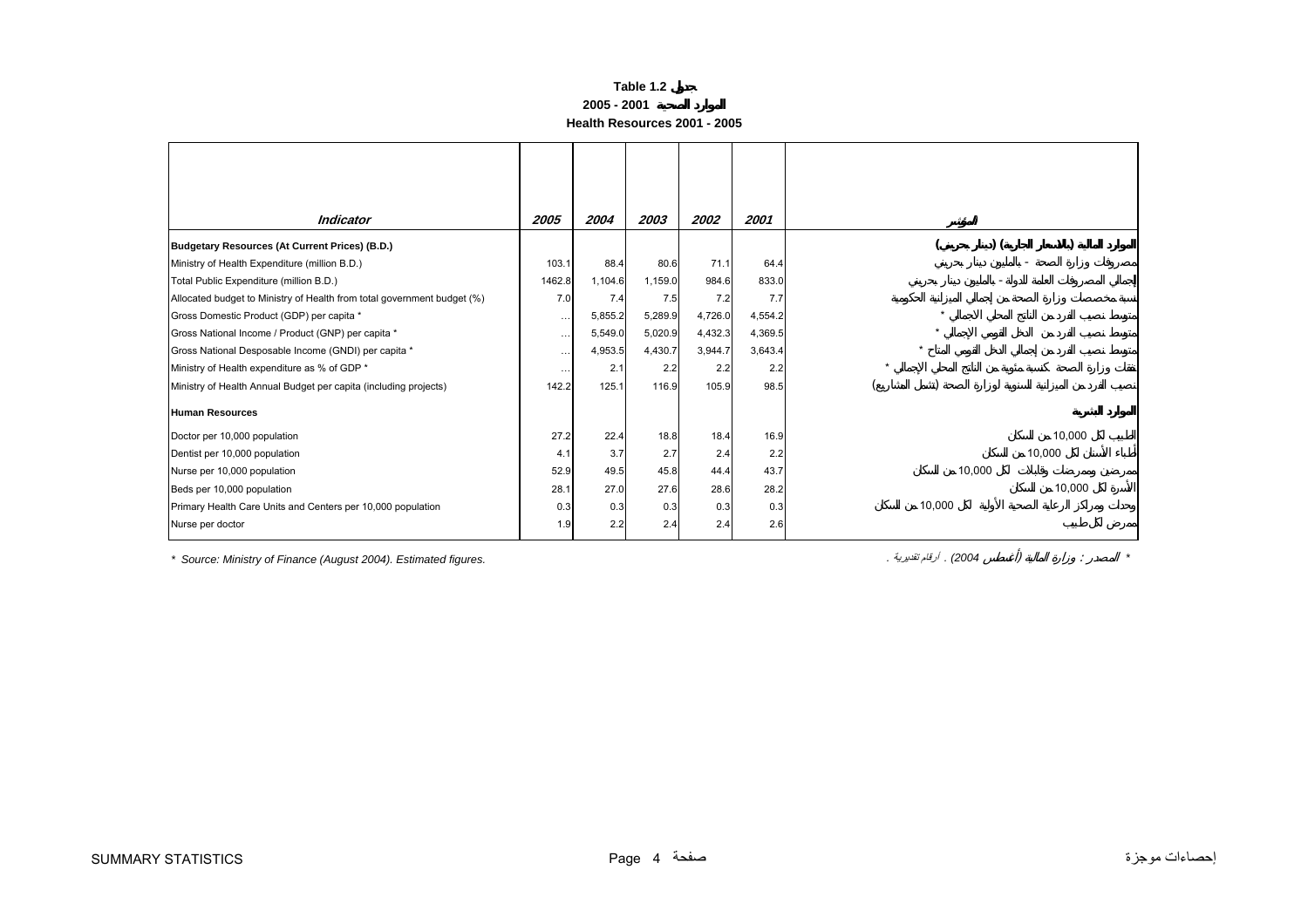# Table 1.2 جدول

## 2005 - 2001 الموارد الصحية

## Health Resources 2001 - 2005

| Indicator | 2005 | 2004 | 2003 | 2002 | 2001 | المؤشر |
|---|---|---|---|---|---|---|
| **Budgetary Resources (At Current Prices) (B.D.)** | | | | | | **الموارد المالية (بالأسعار الجارية) (دينار بحريني)** |
| Ministry of Health Expenditure (million B.D.) | 103.1 | 88.4 | 80.6 | 71.1 | 64.4 | مصروفات وزارة الصحة - بالمليون دينار بحريني |
| Total Public Expenditure (million B.D.) | 1462.8 | 1,104.6 | 1,159.0 | 984.6 | 833.0 | إجمالي المصروفات العامة للدولة - بالمليون دينار بحريني |
| Allocated budget to Ministry of Health from total government budget (%) | 7.0 | 7.4 | 7.5 | 7.2 | 7.7 | نسبة مخصصات وزارة الصحة من إجمالي الميزانية الحكومية |
| Gross Domestic Product (GDP) per capita * | … | 5,855.2 | 5,289.9 | 4,726.0 | 4,554.2 | متوسط نصيب الفرد من الناتج المحلي الاجمالي * |
| Gross National Income / Product (GNP) per capita * | … | 5,549.0 | 5,020.9 | 4,432.3 | 4,369.5 | متوسط نصيب الفرد من الدخل القومي الإجمالي * |
| Gross National Desposable Income (GNDI) per capita * | … | 4,953.5 | 4,430.7 | 3,944.7 | 3,643.4 | متوسط نصيب الفرد من إجمالي الدخل القومي المتاح * |
| Ministry of Health expenditure as % of GDP * | … | 2.1 | 2.2 | 2.2 | 2.2 | نفقات وزارة الصحة كنسبة مئوية من الناتج المحلي الإجمالي * |
| Ministry of Health Annual Budget per capita (including projects) | 142.2 | 125.1 | 116.9 | 105.9 | 98.5 | نصيب الفرد من الميزانية السنوية لوزارة الصحة (تشمل المشاريع) |
| **Human Resources** | | | | | | **الموارد البشرية** |
| Doctor per 10,000 population | 27.2 | 22.4 | 18.8 | 18.4 | 16.9 | الطبيب لكل 10,000 من السكان |
| Dentist per 10,000 population | 4.1 | 3.7 | 2.7 | 2.4 | 2.2 | أطباء الأسنان لكل 10,000 من السكان |
| Nurse per 10,000 population | 52.9 | 49.5 | 45.8 | 44.4 | 43.7 | ممرض وممرضات وقابلات لكل 10,000 من السكان |
| Beds per 10,000 population | 28.1 | 27.0 | 27.6 | 28.6 | 28.2 | الأسرة لكل 10,000 من السكان |
| Primary Health Care Units and Centers per 10,000 population | 0.3 | 0.3 | 0.3 | 0.3 | 0.3 | وحدات ومراكز الرعاية الصحية الأولية لكل 10,000 من السكان |
| Nurse per doctor | 1.9 | 2.2 | 2.4 | 2.4 | 2.6 | ممرض لكل طبيب |

\* Source: Ministry of Finance (August 2004). Estimated figures.

\* المصدر : وزارة المالية (أغسطس 2004) . ارقام تقديرية .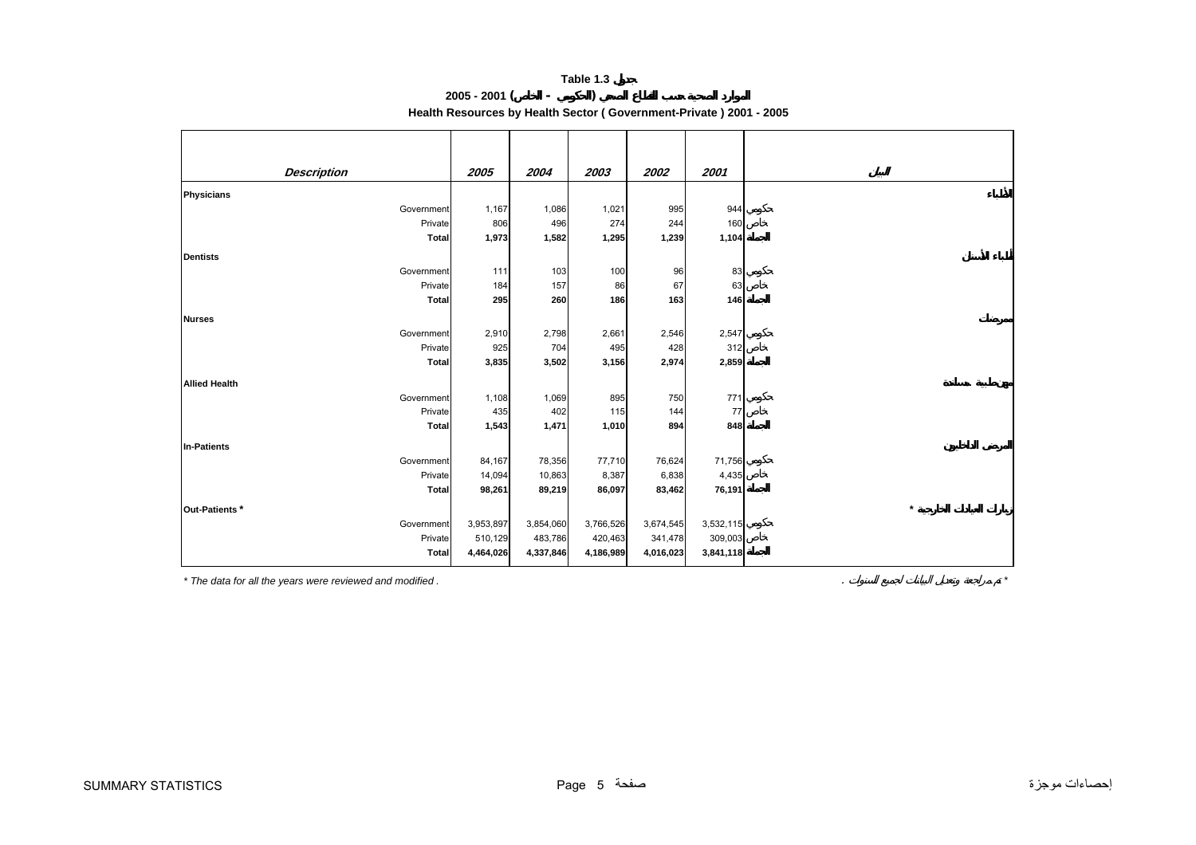**Table 1.3 جدول**

**الموارد الصحية حسب القطاع الصحي (الحكومي - الخاص) 2001 - 2005**

**Health Resources by Health Sector ( Government-Private ) 2001 - 2005**

| *Description* | *2005* | *2004* | *2003* | *2002* | *2001* | البيان |
|---|---|---|---|---|---|---|
| **Physicians** | | | | | | **الأطباء** |
| Government | 1,167 | 1,086 | 1,021 | 995 | 944 | حكومي |
| Private | 806 | 496 | 274 | 244 | 160 | خاص |
| **Total** | **1,973** | **1,582** | **1,295** | **1,239** | **1,104** | **الجملة** |
| **Dentists** | | | | | | **أطباء الأسنان** |
| Government | 111 | 103 | 100 | 96 | 83 | حكومي |
| Private | 184 | 157 | 86 | 67 | 63 | خاص |
| **Total** | **295** | **260** | **186** | **163** | **146** | **الجملة** |
| **Nurses** | | | | | | **ممرضات** |
| Government | 2,910 | 2,798 | 2,661 | 2,546 | 2,547 | حكومي |
| Private | 925 | 704 | 495 | 428 | 312 | خاص |
| **Total** | **3,835** | **3,502** | **3,156** | **2,974** | **2,859** | **الجملة** |
| **Allied Health** | | | | | | **مهن طبية مساندة** |
| Government | 1,108 | 1,069 | 895 | 750 | 771 | حكومي |
| Private | 435 | 402 | 115 | 144 | 77 | خاص |
| **Total** | **1,543** | **1,471** | **1,010** | **894** | **848** | **الجملة** |
| **In-Patients** | | | | | | **المرضى الداخليين** |
| Government | 84,167 | 78,356 | 77,710 | 76,624 | 71,756 | حكومي |
| Private | 14,094 | 10,863 | 8,387 | 6,838 | 4,435 | خاص |
| **Total** | **98,261** | **89,219** | **86,097** | **83,462** | **76,191** | **الجملة** |
| **Out-Patients *** | | | | | | **زيارات العيادات الخارجية *** |
| Government | 3,953,897 | 3,854,060 | 3,766,526 | 3,674,545 | 3,532,115 | حكومي |
| Private | 510,129 | 483,786 | 420,463 | 341,478 | 309,003 | خاص |
| **Total** | **4,464,026** | **4,337,846** | **4,186,989** | **4,016,023** | **3,841,118** | **الجملة** |

*\* The data for all the years were reviewed and modified .*

\* تم مراجعة وتعديل البيانات لجميع السنوات .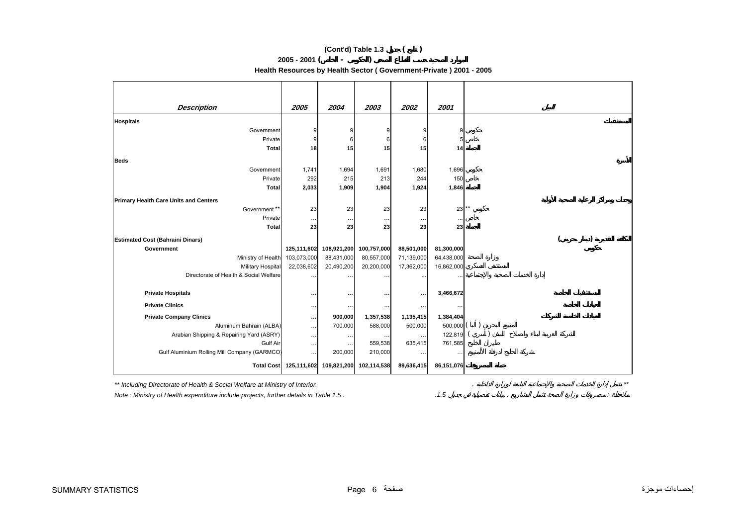**(Cont'd) Table 1.3 جدول ( تابع )**

**2005 - 2001 الموارد الصحية حسب القطاع الصحي ( الحكومي - الخاص )**

**Health Resources by Health Sector ( Government-Private ) 2001 - 2005**

| *Description* | *2005* | *2004* | *2003* | *2002* | *2001* | البيان |
|---|---|---|---|---|---|---|
| **Hospitals** | | | | | | **المستشفيات** |
| Government | 9 | 9 | 9 | 9 | 9 | حكومي |
| Private | 9 | 6 | 6 | 6 | 5 | خاص |
| **Total** | **18** | **15** | **15** | **15** | **14** | **الجملة** |
| **Beds** | | | | | | **الأسرة** |
| Government | 1,741 | 1,694 | 1,691 | 1,680 | 1,696 | حكومي |
| Private | 292 | 215 | 213 | 244 | 150 | خاص |
| **Total** | **2,033** | **1,909** | **1,904** | **1,924** | **1,846** | **الجملة** |
| **Primary Health Care Units and Centers** | | | | | | **وحدات ومراكز الرعاية الصحية الأولية** |
| Government ** | 23 | 23 | 23 | 23 | 23 | ** حكومي |
| Private | … | … | … | … | … | خاص |
| **Total** | **23** | **23** | **23** | **23** | **23** | **الجملة** |
| **Estimated Cost (Bahraini Dinars)** | | | | | | **التكلفة التقديرية (دينار بحريني)** |
| **Government** | **125,111,602** | **108,921,200** | **100,757,000** | **88,501,000** | **81,300,000** | **حكومي** |
| Ministry of Health | 103,073,000 | 88,431,000 | 80,557,000 | 71,139,000 | 64,438,000 | وزارة الصحة |
| Military Hospital | 22,038,602 | 20,490,200 | 20,200,000 | 17,362,000 | 16,862,000 | المستشفى العسكري |
| Directorate of Health & Social Welfare | … | … | … | … | … | إدارة الخدمات الصحية والاجتماعية |
| **Private Hospitals** | **…** | **…** | **…** | **…** | **3,466,672** | **المستشفيات الخاصة** |
| **Private Clinics** | **…** | **…** | **…** | **…** | **…** | **العيادات الخاصة** |
| **Private Company Clinics** | **…** | **900,000** | **1,357,538** | **1,135,415** | **1,384,404** | **العيادات الخاصة للشركات** |
| Aluminum Bahrain (ALBA) | … | 700,000 | 588,000 | 500,000 | 500,000 | ألمنيوم البحرين ( ألبا ) |
| Arabian Shipping & Repairing Yard (ASRY) | … | … | … | … | 122,819 | الشركة العربية لبناء وإصلاح السفن ( أسري ) |
| Gulf Air | … | … | 559,538 | 635,415 | 761,585 | طيران الخليج |
| Gulf Aluminium Rolling Mill Company (GARMCO) | … | 200,000 | 210,000 | … | … | شركة الخليج لدرفلة الألمنيوم |
| **Total Cost** | **125,111,602** | **109,821,200** | **102,114,538** | **89,636,415** | **86,151,076** | **جملة المصروفات** |

*** Including Directorate of Health & Social Welfare at Ministry of Interior.*

*** يشمل إدارة الخدمات الصحية والاجتماعية التابعة لوزارة الداخلية .*

*Note : Ministry of Health expenditure include projects, further details in Table 1.5 .*

*ملاحظة : مصروفات وزارة الصحة تشمل المشاريع ، بيانات تفصيلية في جدول 1.5 .*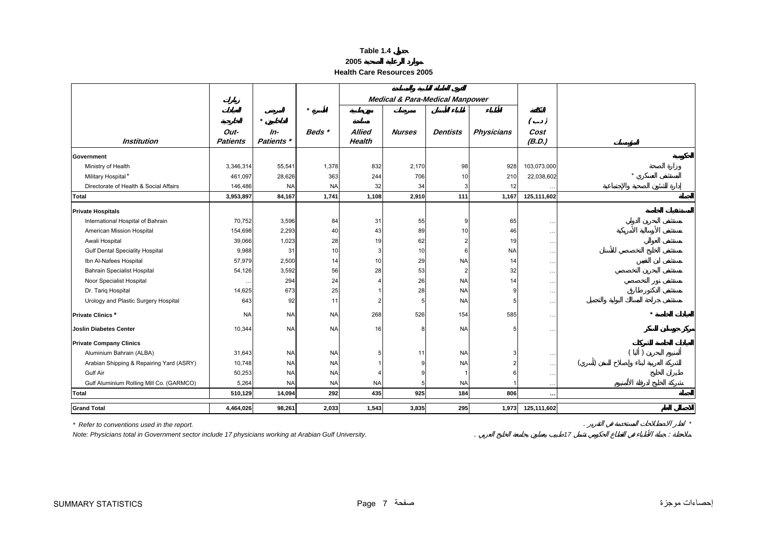# Table 1.4 جدول

## 2005 موارد الرعاية الصحية

## Health Care Resources 2005

| Institution | زيارات العيادات الخارجية Out-Patients | المرضى الداخليين * In-Patients * | الأسرة * Beds * | Medical & Para-Medical Manpower القوى العاملة الطبية والمساندة | | | | التكلفة (د.ب) Cost (B.D.) | المؤسسة |
|---|---|---|---|---|---|---|---|---|---|
| | | | | مهن طبية مساندة Allied Health | ممرضات Nurses | أطباء الأسنان Dentists | الأطباء Physicians | | |
| **Government** | | | | | | | | | **الحكومية** |
| Ministry of Health | 3,346,314 | 55,541 | 1,378 | 832 | 2,170 | 98 | 928 | 103,073,000 | وزارة الصحة |
| Military Hospital * | 461,097 | 28,626 | 363 | 244 | 706 | 10 | 210 | 22,038,602 | المستشفى العسكري * |
| Directorate of Health & Social Affairs | 146,486 | NA | NA | 32 | 34 | 3 | 12 | … | إدارة الشئون الصحية والاجتماعية |
| **Total** | **3,953,897** | **84,167** | **1,741** | **1,108** | **2,910** | **111** | **1,167** | **125,111,602** | **الجملة** |
| **Private Hospitals** | | | | | | | | | **المستشفيات الخاصة** |
| International Hospital of Bahrain | 70,752 | 3,596 | 84 | 31 | 55 | 9 | 65 | … | مستشفى البحرين الدولي |
| American Mission Hospital | 154,698 | 2,293 | 40 | 43 | 89 | 10 | 46 | … | مستشفى الأرسالية الأمريكية |
| Awali Hospital | 39,066 | 1,023 | 28 | 19 | 62 | 2 | 19 | … | مستشفى العوالي |
| Gulf Dental Speciality Hospital | 9,988 | 31 | 10 | 3 | 10 | 6 | NA | … | مستشفى الخليج التخصصي للأسنان |
| Ibn Al-Nafees Hospital | 57,979 | 2,500 | 14 | 10 | 29 | NA | 14 | … | مستشفى ابن النفيس |
| Bahrain Specialist Hospital | 54,126 | 3,592 | 56 | 28 | 53 | 2 | 32 | … | مستشفى البحرين التخصصي |
| Noor Specialist Hospital | … | 294 | 24 | 4 | 26 | NA | 14 | … | مستشفى نور التخصصي |
| Dr. Tariq Hospital | 14,625 | 673 | 25 | 1 | 28 | NA | 9 | … | مستشفى الدكتور طارق |
| Urology and Plastic Surgery Hospital | 643 | 92 | 11 | 2 | 5 | NA | 5 | … | مستشفى جراحة المسالك البولية والتجميل |
| **Private Clinics *** | NA | NA | NA | 268 | 526 | 154 | 585 | … | **العيادات الخاصة *** |
| **Joslin Diabetes Center** | 10,344 | NA | NA | 16 | 8 | NA | 5 | … | **مركز جوسلين للسكر** |
| **Private Company Clinics** | | | | | | | | | **العيادات الخاصة للشركات** |
| Aluminium Bahrain (ALBA) | 31,643 | NA | NA | 5 | 11 | NA | 3 | … | ألمنيوم البحرين ( ألبا ) |
| Arabian Shipping & Repairing Yard (ASRY) | 10,748 | NA | NA | 1 | 9 | NA | 2 | … | الشركة العربية لبناء وإصلاح السفن (أسري) |
| Gulf Air | 50,253 | NA | NA | 4 | 9 | 1 | 6 | … | طيران الخليج |
| Gulf Aluminium Rolling Mill Co. (GARMCO) | 5,264 | NA | NA | NA | 5 | NA | 1 | … | شركة الخليج لدرفلة الألمنيوم |
| **Total** | **510,129** | **14,094** | **292** | **435** | **925** | **184** | **806** | **…** | **الجملة** |
| **Grand Total** | **4,464,026** | **98,261** | **2,033** | **1,543** | **3,835** | **295** | **1,973** | **125,111,602** | **الجملة الكلية** |

*\* Refer to conventions used in the report.*

*\* انظر الاصطلاحات المستخدمة في التقرير .*

*Note: Physicians total in Government sector include 17 physicians working at Arabian Gulf University.*

*ملاحظة : جملة الأطباء في القطاع الحكومي تشمل 17طبيب يعملون بجامعة الخليج العربي .*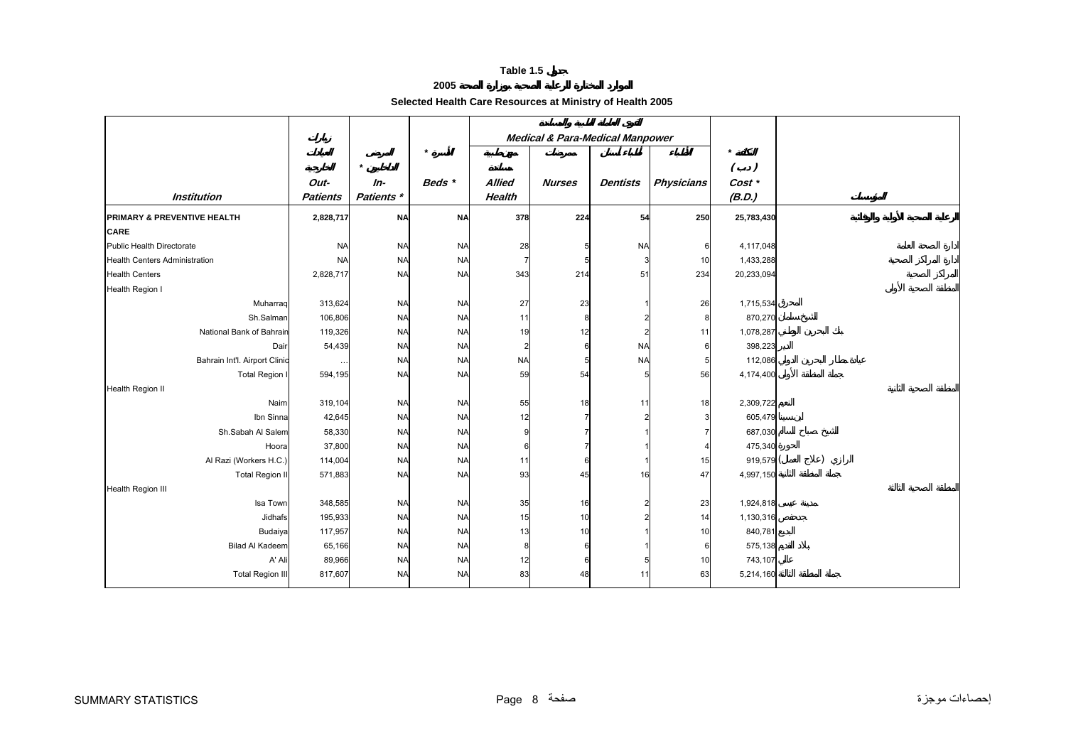# Table 1.5 جدول

## الموارد المختارة للرعاية الصحية بوزارة الصحة 2005

## Selected Health Care Resources at Ministry of Health 2005

| Institution | زيارات العيادات الخارجية Out-Patients | المرضى الداخليين * In-Patients * | الأسرة * Beds * | القوى العاملة الطبية والمساندة Medical & Para-Medical Manpower | | | | التكلفة * (د.ب) Cost * (B.D.) | المؤسسات |
|---|---|---|---|---|---|---|---|---|---|
| | | | | مهن طبية مساندة Allied Health | ممرضات Nurses | أطباء أسنان Dentists | الأطباء Physicians | | |
| **PRIMARY & PREVENTIVE HEALTH CARE** | **2,828,717** | **NA** | **NA** | **378** | **224** | **54** | **250** | **25,783,430** | **الرعاية الصحية الأولية والوقائية** |
| Public Health Directorate | NA | NA | NA | 28 | 5 | NA | 6 | 4,117,048 | إدارة الصحة العامة |
| Health Centers Administration | NA | NA | NA | 7 | 5 | 3 | 10 | 1,433,288 | إدارة المراكز الصحية |
| Health Centers | 2,828,717 | NA | NA | 343 | 214 | 51 | 234 | 20,233,094 | المراكز الصحية |
| Health Region I | | | | | | | | | المنطقة الصحية الأولى |
| Muharraq | 313,624 | NA | NA | 27 | 23 | 1 | 26 | 1,715,534 | المحرق |
| Sh.Salman | 106,806 | NA | NA | 11 | 8 | 2 | 8 | 870,270 | الشيخ سلمان |
| National Bank of Bahrain | 119,326 | NA | NA | 19 | 12 | 2 | 11 | 1,078,287 | بنك البحرين الوطني |
| Dair | 54,439 | NA | NA | 2 | 6 | NA | 6 | 398,223 | الدير |
| Bahrain Int'l. Airport Clinic | … | NA | NA | NA | 5 | NA | 5 | 112,086 | عيادة مطار البحرين الدولي |
| Total Region I | 594,195 | NA | NA | 59 | 54 | 5 | 56 | 4,174,400 | جملة المنطقة الأولى |
| Health Region II | | | | | | | | | المنطقة الصحية الثانية |
| Naim | 319,104 | NA | NA | 55 | 18 | 11 | 18 | 2,309,722 | النعيم |
| Ibn Sinna | 42,645 | NA | NA | 12 | 7 | 2 | 3 | 605,479 | ابن سينا |
| Sh.Sabah Al Salem | 58,330 | NA | NA | 9 | 7 | 1 | 7 | 687,030 | الشيخ صباح السالم |
| Hoora | 37,800 | NA | NA | 6 | 7 | 1 | 4 | 475,340 | الحورة |
| Al Razi (Workers H.C.) | 114,004 | NA | NA | 11 | 6 | 1 | 15 | 919,579 | الرازي (علاج العمال) |
| Total Region II | 571,883 | NA | NA | 93 | 45 | 16 | 47 | 4,997,150 | جملة المنطقة الثانية |
| Health Region III | | | | | | | | | المنطقة الصحية الثالثة |
| Isa Town | 348,585 | NA | NA | 35 | 16 | 2 | 23 | 1,924,818 | مدينة عيسى |
| Jidhafs | 195,933 | NA | NA | 15 | 10 | 2 | 14 | 1,130,316 | جدحفص |
| Budaiya | 117,957 | NA | NA | 13 | 10 | 1 | 10 | 840,781 | البديع |
| Bilad Al Kadeem | 65,166 | NA | NA | 8 | 6 | 1 | 6 | 575,138 | بلاد القديم |
| A' Ali | 89,966 | NA | NA | 12 | 6 | 5 | 10 | 743,107 | عالي |
| Total Region III | 817,607 | NA | NA | 83 | 48 | 11 | 63 | 5,214,160 | جملة المنطقة الثالثة |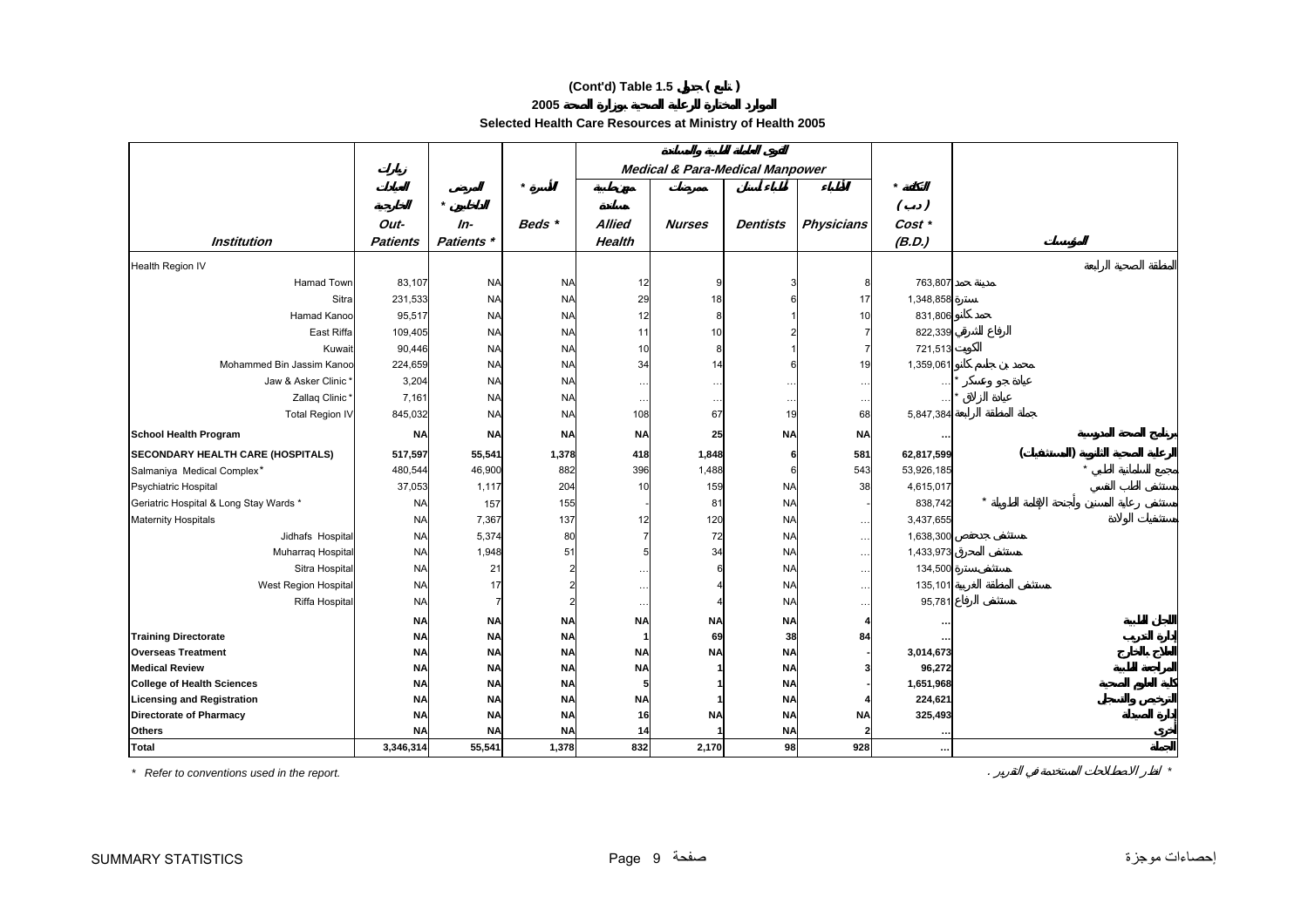# (Cont'd) Table 1.5 جدول ( تابع )

## 2005 الموارد المختارة للرعاية الصحية بوزارة الصحة

### Selected Health Care Resources at Ministry of Health 2005

| Institution | زيارات العيادات الخارجية Out-Patients | المرضى الداخليين * In-Patients * | الأسرة * Beds * | Medical & Para-Medical Manpower القوى العاملة الطبية والمساندة: مهن طبية مساندة Allied Health | ممرضات Nurses | أطباء أسنان Dentists | الأطباء Physicians | التكلفة * ( د.ب ) Cost * (B.D.) | المؤسسة |
|---|---|---|---|---|---|---|---|---|---|
| Health Region IV | | | | | | | | | المنطقة الصحية الرابعة |
| Hamad Town | 83,107 | NA | NA | 12 | 9 | 3 | 8 | 763,807 | مدينة حمد |
| Sitra | 231,533 | NA | NA | 29 | 18 | 6 | 17 | 1,348,858 | سترة |
| Hamad Kanoo | 95,517 | NA | NA | 12 | 8 | 1 | 10 | 831,806 | حمد كانو |
| East Riffa | 109,405 | NA | NA | 11 | 10 | 2 | 7 | 822,339 | الرفاع الشرقي |
| Kuwait | 90,446 | NA | NA | 10 | 8 | 1 | 7 | 721,513 | الكويت |
| Mohammed Bin Jassim Kanoo | 224,659 | NA | NA | 34 | 14 | 6 | 19 | 1,359,061 | محمد بن جاسم كانو |
| Jaw & Asker Clinic * | 3,204 | NA | NA | … | … | … | … | … | عيادة جو وعسكر * |
| Zallaq Clinic * | 7,161 | NA | NA | … | … | … | … | … | عيادة الزلاق * |
| Total Region IV | 845,032 | NA | NA | 108 | 67 | 19 | 68 | 5,847,384 | جملة المنطقة الرابعة |
| **School Health Program** | **NA** | **NA** | **NA** | **NA** | **25** | **NA** | **NA** | **…** | **برنامج الصحة المدرسية** |
| **SECONDARY HEALTH CARE (HOSPITALS)** | **517,597** | **55,541** | **1,378** | **418** | **1,848** | **6** | **581** | **62,817,599** | **الرعاية الصحية الثانوية (المستشفيات)** |
| Salmaniya Medical Complex * | 480,544 | 46,900 | 882 | 396 | 1,488 | 6 | 543 | 53,926,185 | مجمع السلمانية الطبي * |
| Psychiatric Hospital | 37,053 | 1,117 | 204 | 10 | 159 | NA | 38 | 4,615,017 | مستشفى الطب النفسي |
| Geriatric Hospital & Long Stay Wards * | NA | 157 | 155 | - | 81 | NA | - | 838,742 | مستشفى رعاية المسنين وأجنحة الإقامة الطويلة * |
| Maternity Hospitals | NA | 7,367 | 137 | 12 | 120 | NA | … | 3,437,655 | مستشفيات الولادة |
| Jidhafs Hospital | NA | 5,374 | 80 | 7 | 72 | NA | … | 1,638,300 | مستشفى جدحفص |
| Muharraq Hospital | NA | 1,948 | 51 | 5 | 34 | NA | … | 1,433,973 | مستشفى المحرق |
| Sitra Hospital | NA | 21 | 2 | … | 6 | NA | … | 134,500 | مستشفى سترة |
| West Region Hospital | NA | 17 | 2 | … | 4 | NA | … | 135,101 | مستشفى المنطقة الغربية |
| Riffa Hospital | NA | 7 | 2 | … | 4 | NA | … | 95,781 | مستشفى الرفاع |
| | **NA** | **NA** | **NA** | **NA** | **NA** | **NA** | **4** | **…** | **المجلس الطبية** |
| **Training Directorate** | **NA** | **NA** | **NA** | **1** | **69** | **38** | **84** | **…** | **إدارة التدريب** |
| **Overseas Treatment** | **NA** | **NA** | **NA** | **NA** | **NA** | **NA** | **-** | **3,014,673** | **العلاج بالخارج** |
| **Medical Review** | **NA** | **NA** | **NA** | **NA** | **1** | **NA** | **3** | **96,272** | **المراجعة الطبية** |
| **College of Health Sciences** | **NA** | **NA** | **NA** | **5** | **1** | **NA** | **-** | **1,651,968** | **كلية العلوم الصحية** |
| **Licensing and Registration** | **NA** | **NA** | **NA** | **NA** | **1** | **NA** | **4** | **224,621** | **الترخيص والتسجيل** |
| **Directorate of Pharmacy** | **NA** | **NA** | **NA** | **16** | **NA** | **NA** | **NA** | **325,493** | **إدارة الصيدلة** |
| **Others** | **NA** | **NA** | **NA** | **14** | **1** | **NA** | **2** | **…** | **أخرى** |
| **Total** | **3,346,314** | **55,541** | **1,378** | **832** | **2,170** | **98** | **928** | **…** | **الجملة** |

\* Refer to conventions used in the report.

\* أنظر الاصطلاحات المستخدمة في التقرير .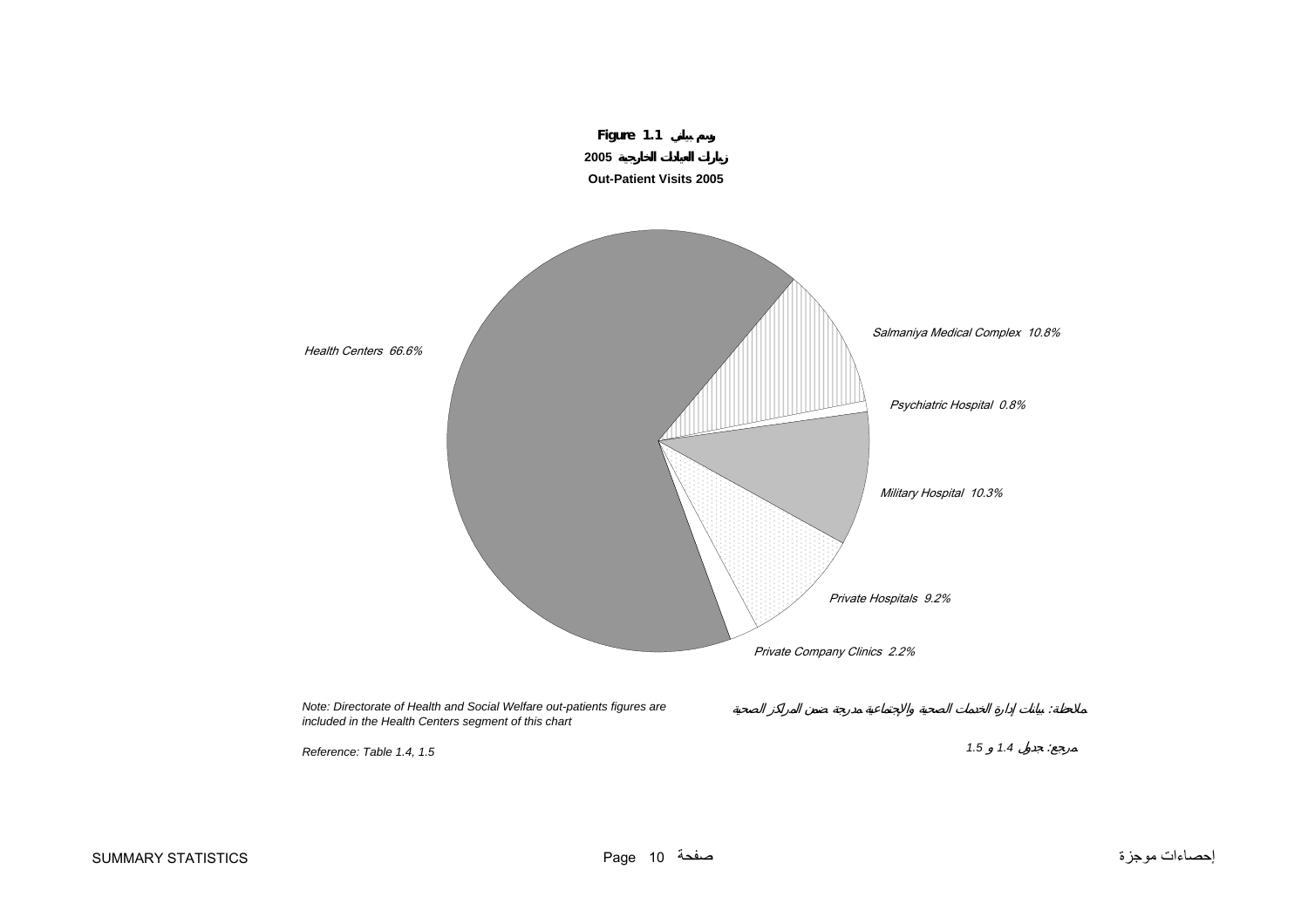**Figure 1.1 رسم بياني**

**2005 زيارات العيادات الخارجية**

**Out-Patient Visits 2005**

| Segment | Share |
|---|---|
| Health Centers | 66.6% |
| Salmaniya Medical Complex | 10.8% |
| Psychiatric Hospital | 0.8% |
| Military Hospital | 10.3% |
| Private Hospitals | 9.2% |
| Private Company Clinics | 2.2% |

*Note: Directorate of Health and Social Welfare out-patients figures are included in the Health Centers segment of this chart*

*ملاحظة: بيانات إدارة الخدمات الصحية والاجتماعية مدرجة ضمن المراكز الصحية*

*Reference: Table 1.4, 1.5*

*مرجع: جدول 1.4 و 1.5*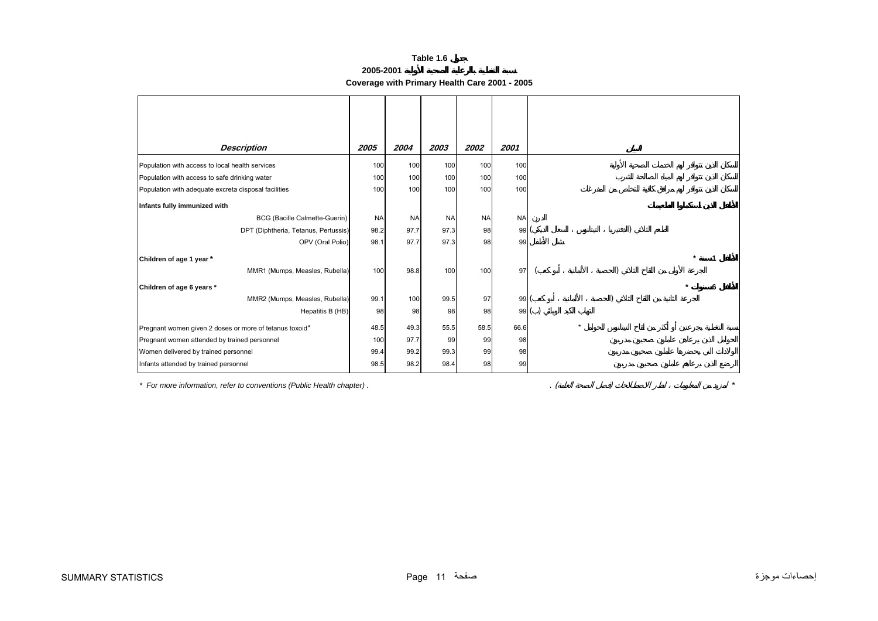**Table 1.6 جدول**

**نسبة التغطية بالرعاية الصحية الأولية 2001-2005**

**Coverage with Primary Health Care 2001 - 2005**

| *Description* | *2005* | *2004* | *2003* | *2002* | *2001* | البيان |
|---|---|---|---|---|---|---|
| Population with access to local health services | 100 | 100 | 100 | 100 | 100 | السكان الذين تتوافر لهم الخدمات الصحية الأولية |
| Population with access to safe drinking water | 100 | 100 | 100 | 100 | 100 | السكان الذين تتوافر لهم المياه الصالحة للشرب |
| Population with adequate excreta disposal facilities | 100 | 100 | 100 | 100 | 100 | السكان الذين تتوافر لهم مرافق كافية للتخلص من المفرغات |
| **Infants fully immunized with** | | | | | | **الأطفال الذين استكملوا التطعيمات** |
| BCG (Bacille Calmette-Guerin) | NA | NA | NA | NA | NA | الدرن |
| DPT (Diphtheria, Tetanus, Pertussis) | 98.2 | 97.7 | 97.3 | 98 | 99 | الطعم الثلاثي (الدفتيريا ، التيتانوس ، السعال الديكي) |
| OPV (Oral Polio) | 98.1 | 97.7 | 97.3 | 98 | 99 | شلل الأطفال |
| **Children of age 1 year \*** | | | | | | **الأطفال سنة 1 \*** |
| MMR1 (Mumps, Measles, Rubella) | 100 | 98.8 | 100 | 100 | 97 | الجرعة الأولى من اللقاح الثلاثي (الحصبة ، الألمانية ، أبو كعب) |
| **Children of age 6 years \*** | | | | | | **الأطفال 6 سنوات \*** |
| MMR2 (Mumps, Measles, Rubella) | 99.1 | 100 | 99.5 | 97 | 99 | الجرعة الثانية من اللقاح الثلاثي (الحصبة ، الألمانية ، أبو كعب) |
| Hepatitis B (HB) | 98 | 98 | 98 | 98 | 99 | التهاب الكبد الوبائي (ب) |
| Pregnant women given 2 doses or more of tetanus toxoid\* | 48.5 | 49.3 | 55.5 | 58.5 | 66.6 | نسبة التغطية بجرعتين أو أكثر من لقاح التيتانوس للحوامل \* |
| Pregnant women attended by trained personnel | 100 | 97.7 | 99 | 99 | 98 | الحوامل الذين يرعاهن عاملون صحيون مدربون |
| Women delivered by trained personnel | 99.4 | 99.2 | 99.3 | 99 | 98 | الولادات التي يحضرها عاملون صحيون مدربون |
| Infants attended by trained personnel | 98.5 | 98.2 | 98.4 | 98 | 99 | الرضع الذين يرعاهم عاملون صحيون مدربون |

*\* For more information, refer to conventions (Public Health chapter) .*

*\* لمزيد من المعلومات ، انظر الاصطلاحات (فصل الصحة العامة) .*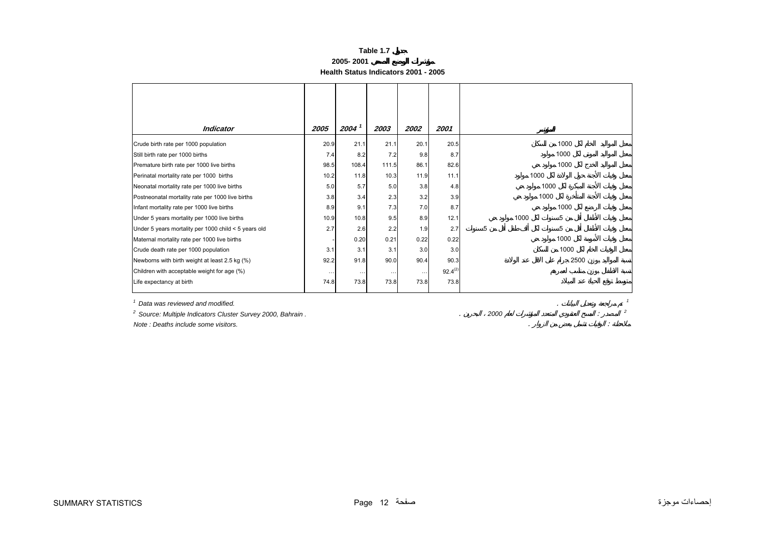**Table 1.7 جدول**

**2005- 2001 مؤشرات الوضع الصحي**

**Health Status Indicators 2001 - 2005**

| *Indicator* | *2005* | *2004* [1] | *2003* | *2002* | *2001* | المؤشر |
|---|---|---|---|---|---|---|
| Crude birth rate per 1000 population | 20.9 | 21.1 | 21.1 | 20.1 | 20.5 | معدل المواليد الخام لكل 1000 من السكان |
| Still birth rate per 1000 births | 7.4 | 8.2 | 7.2 | 9.8 | 8.7 | معدل المواليد الموتى لكل 1000 مولود |
| Premature birth rate per 1000 live births | 98.5 | 108.4 | 111.5 | 86.1 | 82.6 | معدل المواليد الخدج لكل 1000 مولود حي |
| Perinatal mortality rate per 1000 births | 10.2 | 11.8 | 10.3 | 11.9 | 11.1 | معدل وفيات الأجنة حول الولادة لكل 1000 مولود |
| Neonatal mortality rate per 1000 live births | 5.0 | 5.7 | 5.0 | 3.8 | 4.8 | معدل وفيات الأجنة المبكرة لكل 1000 مولود حي |
| Postneonatal mortality rate per 1000 live births | 3.8 | 3.4 | 2.3 | 3.2 | 3.9 | معدل وفيات الأجنة المتأخرة لكل 1000 مولود حي |
| Infant mortality rate per 1000 live births | 8.9 | 9.1 | 7.3 | 7.0 | 8.7 | معدل وفيات الرضع لكل 1000 مولود حي |
| Under 5 years mortality per 1000 live births | 10.9 | 10.8 | 9.5 | 8.9 | 12.1 | معدل وفيات الأطفال أقل من 5سنوات لكل 1000 مولود حي |
| Under 5 years mortality per 1000 child < 5 years old | 2.7 | 2.6 | 2.2 | 1.9 | 2.7 | معدل وفيات الأطفال أقل من 5سنوات لكل ألف طفل أقل من 5سنوات |
| Maternal mortality rate per 1000 live births | - | 0.20 | 0.21 | 0.22 | 0.22 | معدل وفيات الأمومة لكل 1000 مولود حي |
| Crude death rate per 1000 population | 3.1 | 3.1 | 3.1 | 3.0 | 3.0 | معدل الوفيات الخام لكل 1000 من السكان |
| Newborns with birth weight at least 2.5 kg (%) | 92.2 | 91.8 | 90.0 | 90.4 | 90.3 | نسبة المواليد بوزن 2500 جرام على الاقل عند الولادة |
| Children with acceptable weight for age (%) | … | … | … | … | 92.4[(2)] | نسبة الاطفال بوزن مناسب لعمرهم |
| Life expectancy at birth | 74.8 | 73.8 | 73.8 | 73.8 | 73.8 | متوسط توقع الحياة عند الميلاد |

[1] *Data was reviewed and modified.* — [1] تم مراجعة وتعديل البيانات .

[2] *Source: Multiple Indicators Cluster Survey 2000, Bahrain .* — [2] المصدر : المسح العنقودي المتعدد المؤشرات لعام 2000 ، البحرين .

*Note : Deaths include some visitors.* — ملاحظة : الوفيات تشمل بعض من الزوار .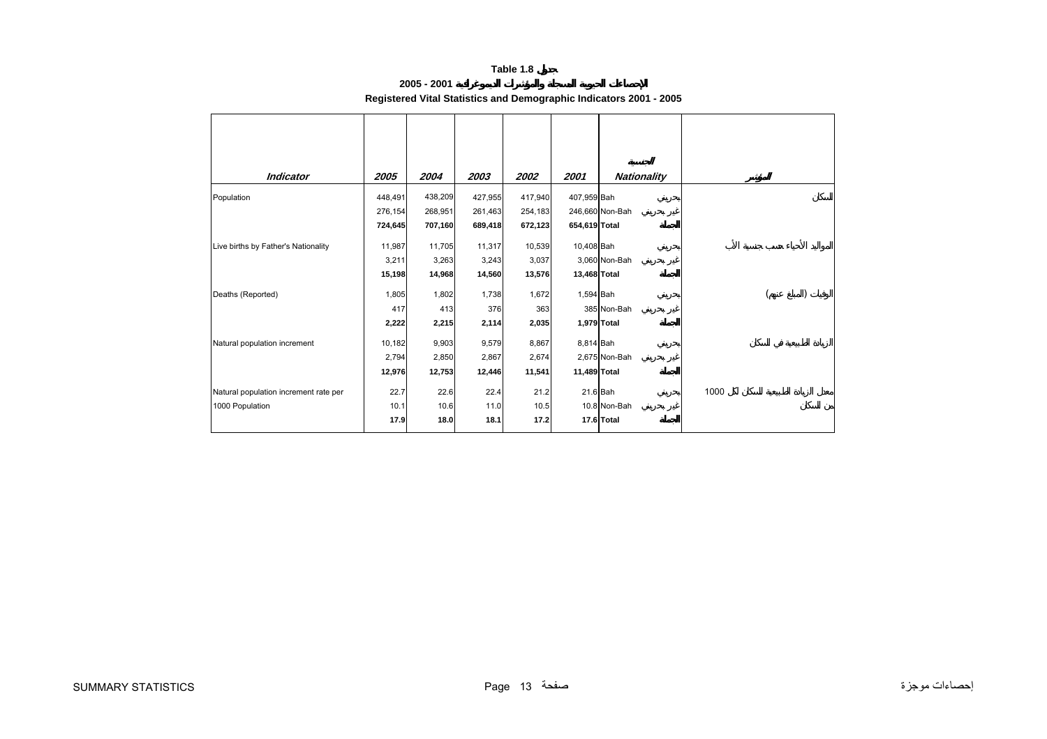**Table 1.8 جدول**

**الإحصاءات الحيوية المسجلة والمؤشرات الديموغرافية 2001 - 2005**

**Registered Vital Statistics and Demographic Indicators 2001 - 2005**

| *Indicator* | *2005* | *2004* | *2003* | *2002* | *2001* | *Nationality* | الجنسية | المؤشر |
|---|---|---|---|---|---|---|---|---|
| Population | 448,491 | 438,209 | 427,955 | 417,940 | 407,959 | Bah | بحريني | السكان |
| | 276,154 | 268,951 | 261,463 | 254,183 | 246,660 | Non-Bah | غير بحريني | |
| | **724,645** | **707,160** | **689,418** | **672,123** | **654,619** | **Total** | **الجملة** | |
| Live births by Father's Nationality | 11,987 | 11,705 | 11,317 | 10,539 | 10,408 | Bah | بحريني | المواليد الأحياء حسب جنسية الأب |
| | 3,211 | 3,263 | 3,243 | 3,037 | 3,060 | Non-Bah | غير بحريني | |
| | **15,198** | **14,968** | **14,560** | **13,576** | **13,468** | **Total** | **الجملة** | |
| Deaths (Reported) | 1,805 | 1,802 | 1,738 | 1,672 | 1,594 | Bah | بحريني | الوفيات (المبلغ عنهم) |
| | 417 | 413 | 376 | 363 | 385 | Non-Bah | غير بحريني | |
| | **2,222** | **2,215** | **2,114** | **2,035** | **1,979** | **Total** | **الجملة** | |
| Natural population increment | 10,182 | 9,903 | 9,579 | 8,867 | 8,814 | Bah | بحريني | الزيادة الطبيعية في السكان |
| | 2,794 | 2,850 | 2,867 | 2,674 | 2,675 | Non-Bah | غير بحريني | |
| | **12,976** | **12,753** | **12,446** | **11,541** | **11,489** | **Total** | **الجملة** | |
| Natural population increment rate per 1000 Population | 22.7 | 22.6 | 22.4 | 21.2 | 21.6 | Bah | بحريني | معدل الزيادة الطبيعية للسكان لكل 1000 من السكان |
| | 10.1 | 10.6 | 11.0 | 10.5 | 10.8 | Non-Bah | غير بحريني | |
| | **17.9** | **18.0** | **18.1** | **17.2** | **17.6** | **Total** | **الجملة** | |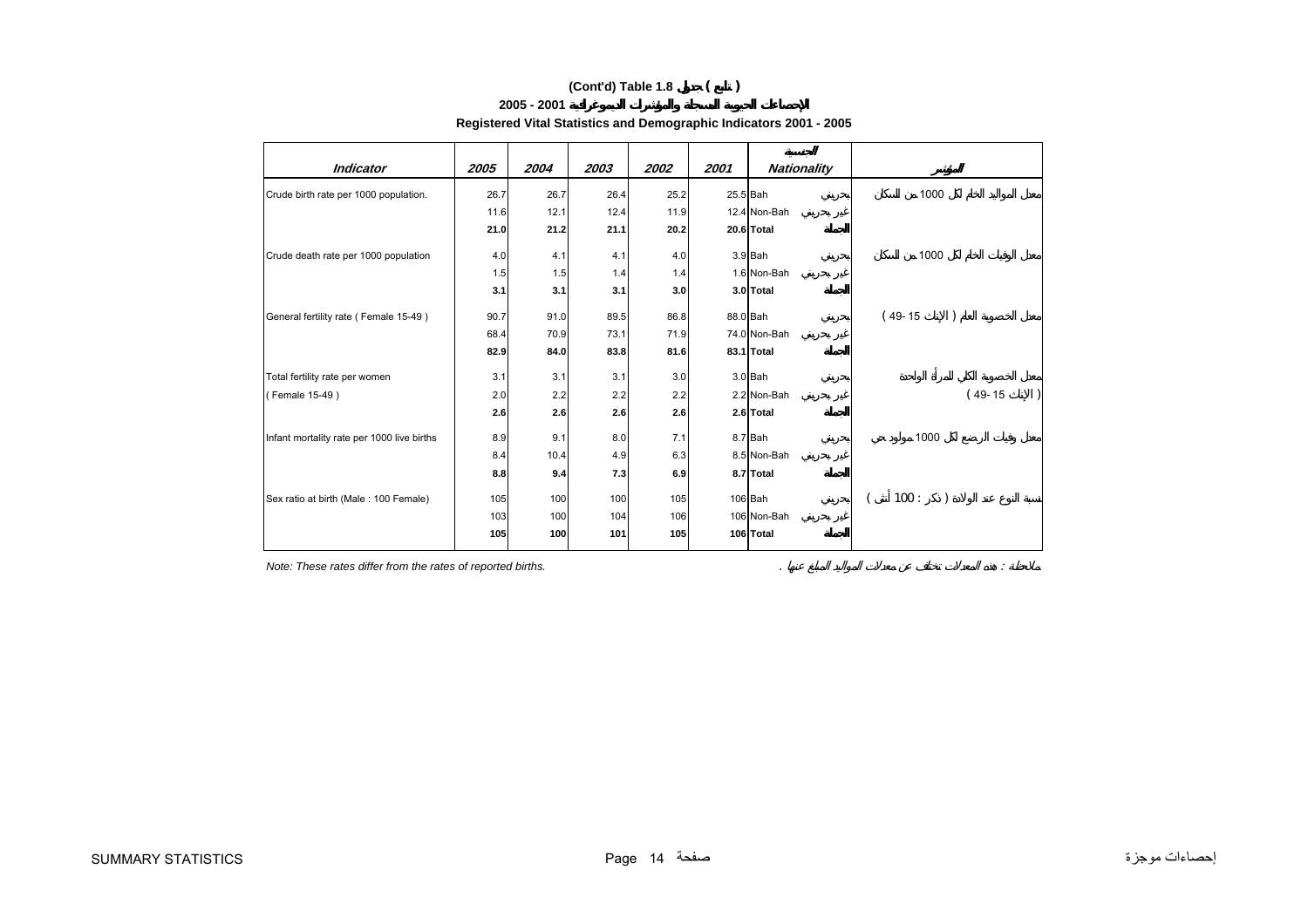# (Cont'd) Table 1.8 جدول ( تابع )

## الإحصاءات الحيوية المسجلة والمؤشرات الديموغرافية 2001 - 2005

## Registered Vital Statistics and Demographic Indicators 2001 - 2005

| Indicator | 2005 | 2004 | 2003 | 2002 | 2001 | Nationality | الجنسية | المؤشر |
|---|---|---|---|---|---|---|---|---|
| Crude birth rate per 1000 population. | 26.7 | 26.7 | 26.4 | 25.2 | 25.5 | Bah | بحريني | معدل المواليد الخام لكل 1000 من السكان |
| | 11.6 | 12.1 | 12.4 | 11.9 | 12.4 | Non-Bah | غير بحريني | |
| | **21.0** | **21.2** | **21.1** | **20.2** | **20.6** | **Total** | **الجملة** | |
| Crude death rate per 1000 population | 4.0 | 4.1 | 4.1 | 4.0 | 3.9 | Bah | بحريني | معدل الوفيات الخام لكل 1000 من السكان |
| | 1.5 | 1.5 | 1.4 | 1.4 | 1.6 | Non-Bah | غير بحريني | |
| | **3.1** | **3.1** | **3.1** | **3.0** | **3.0** | **Total** | **الجملة** | |
| General fertility rate ( Female 15-49 ) | 90.7 | 91.0 | 89.5 | 86.8 | 88.0 | Bah | بحريني | معدل الخصوبة العام ( الإناث 15 -49 ) |
| | 68.4 | 70.9 | 73.1 | 71.9 | 74.0 | Non-Bah | غير بحريني | |
| | **82.9** | **84.0** | **83.8** | **81.6** | **83.1** | **Total** | **الجملة** | |
| Total fertility rate per women | 3.1 | 3.1 | 3.1 | 3.0 | 3.0 | Bah | بحريني | معدل الخصوبة الكلي للمرأة الواحدة |
| ( Female 15-49 ) | 2.0 | 2.2 | 2.2 | 2.2 | 2.2 | Non-Bah | غير بحريني | ( الإناث 15 -49 ) |
| | **2.6** | **2.6** | **2.6** | **2.6** | **2.6** | **Total** | **الجملة** | |
| Infant mortality rate per 1000 live births | 8.9 | 9.1 | 8.0 | 7.1 | 8.7 | Bah | بحريني | معدل وفيات الرضع لكل 1000 مولود حي |
| | 8.4 | 10.4 | 4.9 | 6.3 | 8.5 | Non-Bah | غير بحريني | |
| | **8.8** | **9.4** | **7.3** | **6.9** | **8.7** | **Total** | **الجملة** | |
| Sex ratio at birth (Male : 100 Female) | 105 | 100 | 100 | 105 | 106 | Bah | بحريني | نسبة النوع عند الولادة ( ذكر : 100 أنثى ) |
| | 103 | 100 | 104 | 106 | 106 | Non-Bah | غير بحريني | |
| | **105** | **100** | **101** | **105** | **106** | **Total** | **الجملة** | |

*Note: These rates differ from the rates of reported births.*

ملاحظة : هذه المعدلات تختلف عن معدلات المواليد المبلغ عنها .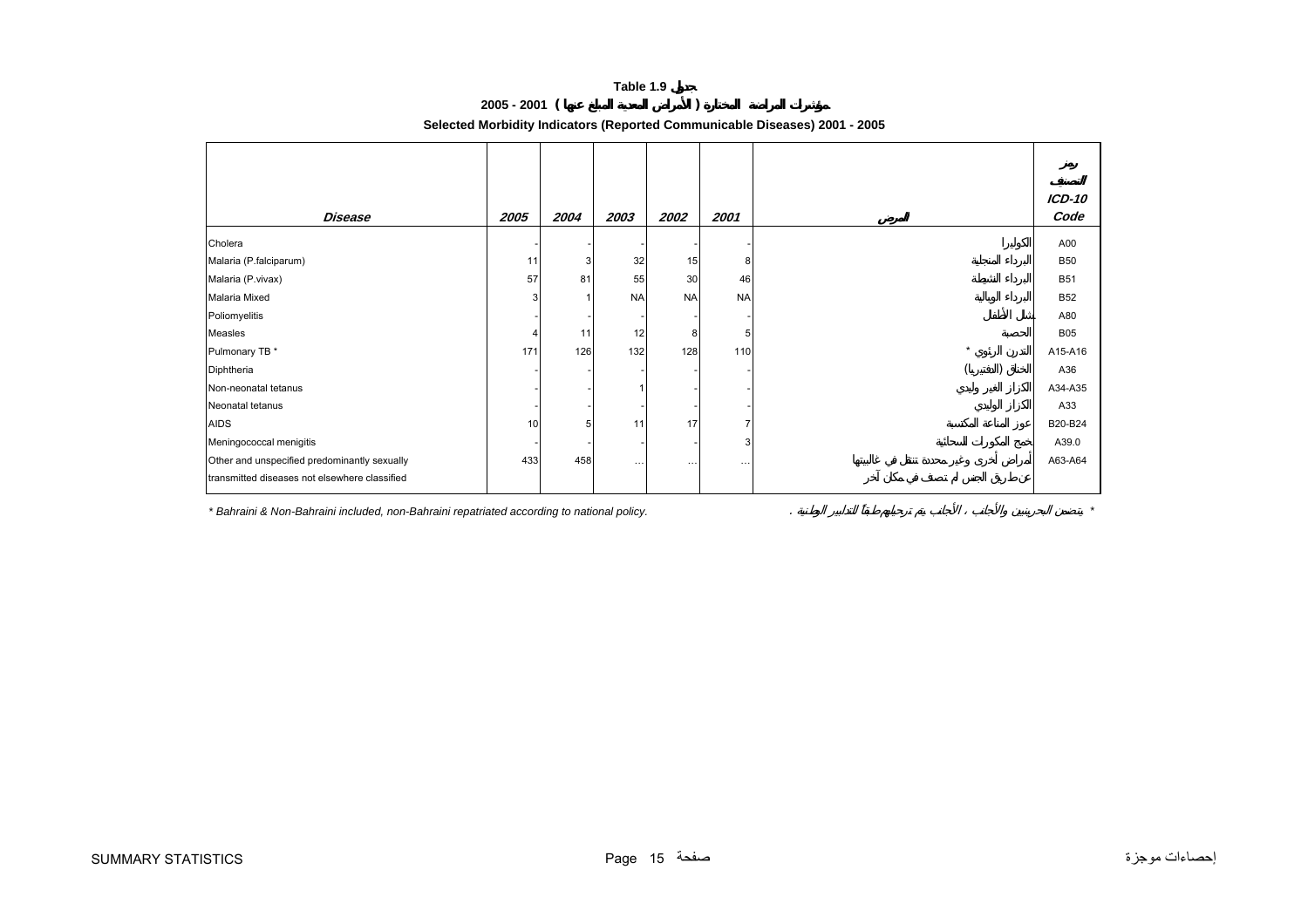**Table 1.9 جدول**

**مؤشرات المراضة المختارة ( الأمراض المعدية المبلغ عنها ) 2001 - 2005**

**Selected Morbidity Indicators (Reported Communicable Diseases) 2001 - 2005**

| *Disease* | *2005* | *2004* | *2003* | *2002* | *2001* | المرض | رمز التصنيف *ICD-10 Code* |
|---|---|---|---|---|---|---|---|
| Cholera | - | - | - | - | - | الكوليرا | A00 |
| Malaria (P.falciparum) | 11 | 3 | 32 | 15 | 8 | البرداء المنجلية | B50 |
| Malaria (P.vivax) | 57 | 81 | 55 | 30 | 46 | البرداء النشيطة | B51 |
| Malaria Mixed | 3 | 1 | NA | NA | NA | البرداء الوبالية | B52 |
| Poliomyelitis | - | - | - | - | - | شلل الأطفال | A80 |
| Measles | 4 | 11 | 12 | 8 | 5 | الحصبة | B05 |
| Pulmonary TB * | 171 | 126 | 132 | 128 | 110 | التدرن الرئوي * | A15-A16 |
| Diphtheria | - | - | - | - | - | الخناق (الدفتيريا) | A36 |
| Non-neonatal tetanus | - | - | 1 | - | - | الكزاز الغير وليدي | A34-A35 |
| Neonatal tetanus | - | - | - | - | - | الكزاز الوليدي | A33 |
| AIDS | 10 | 5 | 11 | 17 | 7 | عوز المناعة المكتسبة | B20-B24 |
| Meningococcal menigitis | - | - | - | - | 3 | خمج المكورات السحائية | A39.0 |
| Other and unspecified predominantly sexually transmitted diseases not elsewhere classified | 433 | 458 | … | … | … | أمراض أخرى وغير محددة تنتقل في غالبيتها عن طريق الجنس لم تصنف في مكان آخر | A63-A64 |

* Bahraini & Non-Bahraini included, non-Bahraini repatriated according to national policy.

* يتضمن البحرينيين والأجانب ، الأجانب يتم ترحيلهم طبقاً للتدابير الوطنية .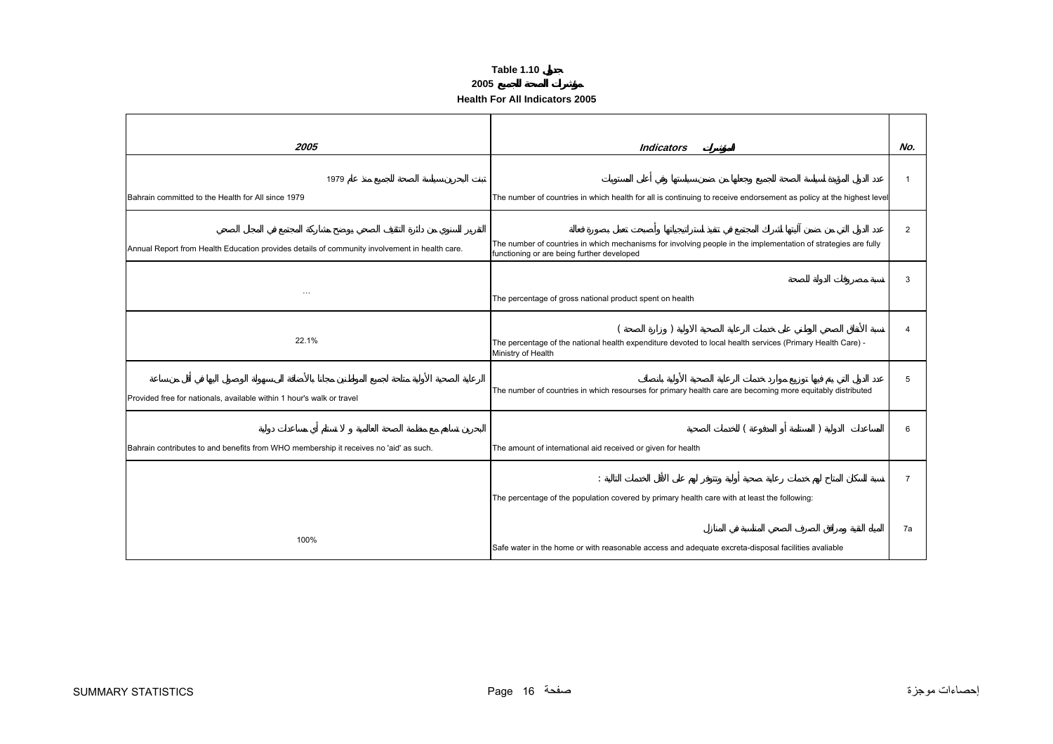**Table 1.10 جدول**

**2005 مؤشرات الصحة للجميع**

**Health For All Indicators 2005**

| *2005* | *Indicators* المؤشرات | No. |
|---|---|---|
| تبنت البحرين سياسة الصحة للجميع منذ عام 1979<br>Bahrain committed to the Health for All since 1979 | عدد الدول المؤيدة لسياسة الصحة للجميع وجعلها من ضمن سياستها وفي أعلى المستويات<br>The number of countries in which health for all is continuing to receive endorsement as policy at the highest level | 1 |
| التقرير السنوي من دائرة التثقيف الصحي يوضح مشاركة المجتمع في المجال الصحي<br>Annual Report from Health Education provides details of community involvement in health care. | عدد الدول التي من ضمن آليتها إشراك المجتمع في تنفيذ استراتيجياتها وأصبحت تعمل بصورة فعالة<br>The number of countries in which mechanisms for involving people in the implementation of strategies are fully functioning or are being further developed | 2 |
| ... | نسبة مصروفات الدولة للصحة<br>The percentage of gross national product spent on health | 3 |
| 22.1% | نسبة الأنفاق الصحي الوطني على خدمات الرعاية الصحية الاولية ( وزارة الصحة )<br>The percentage of the national health expenditure devoted to local health services (Primary Health Care) - Ministry of Health | 4 |
| الرعاية الصحية الأولية متاحة لجميع المواطنين مجانا بالأضافة الى سهولة الوصول اليها في أقل من ساعة<br>Provided free for nationals, available within 1 hour's walk or travel | عدد الدول التي يتم فيها توزيع موارد خدمات الرعاية الصحية الأولية بإنصاف<br>The number of countries in which resourses for primary health care are becoming more equitably distributed | 5 |
| البحرين تساهم مع منظمة الصحة العالمية و لا تستلم أي مساعدات دولية<br>Bahrain contributes to and benefits from WHO membership it receives no 'aid' as such. | المساعدات الدولية ( المستلمة أو المدفوعة ) للخدمات الصحية<br>The amount of international aid received or given for health | 6 |
| | نسبة السكان المتاح لهم خدمات رعاية صحية أولية وتتوفر لهم على الأقل الخدمات التالية :<br>The percentage of the population covered by primary health care with at least the following: | 7 |
| 100% | المياه النقية ومرافق الصرف الصحي المناسبة في المنازل<br>Safe water in the home or with reasonable access and adequate excreta-disposal facilities avaliable | 7a |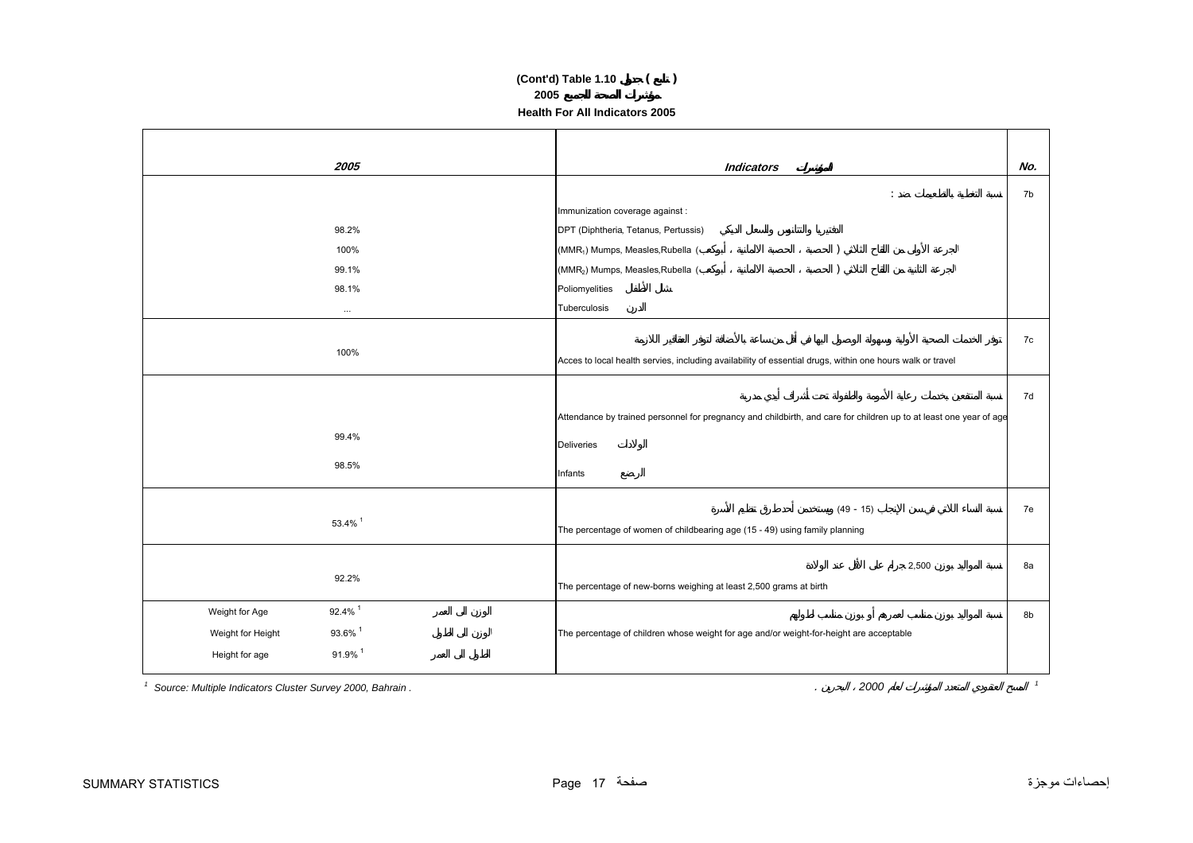**(Cont'd) Table 1.10 جدول ( تابع )**

**2005 مؤشرات الصحة للجميع**

**Health For All Indicators 2005**

| 2005 | | | Indicators المؤشر | No. |
|---|---|---|---|---|
| | | | نسبة التغطية بالتطعيمات ضد : | 7b |
| | | | Immunization coverage against : | |
| 98.2% | | | DPT (Diphtheria, Tetanus, Pertussis) الدفتيريا والتيتانوس والسعال الديكي | |
| 100% | | | ($MMR_1$) Mumps, Measles,Rubella الجرعة الأولى من اللقاح الثلاثي ( الحصبة ، الحصبة الالمانية ، أبوكعب) | |
| 99.1% | | | ($MMR_2$) Mumps, Measles,Rubella الجرعة الثانية من اللقاح الثلاثي ( الحصبة ، الحصبة الالمانية ، أبوكعب) | |
| 98.1% | | | Poliomyelities شلل الأطفال | |
| ... | | | Tuberculosis الدرن | |
| 100% | | | توفر الخدمات الصحية الأولية وسهولة الوصول إليها في أقل من ساعة بالأضافة لتوفر العقاقير اللازمة<br>Acces to local health servies, including availability of essential drugs, within one hours walk or travel | 7c |
| | | | نسبة المنتفعين بخدمات رعاية الأمومة والطفولة تحت أشراف أيدي مدربة<br>Attendance by trained personnel for pregnancy and childbirth, and care for children up to at least one year of age | 7d |
| 99.4% | | | Deliveries الولادات | |
| 98.5% | | | Infants الرضع | |
| 53.4% [1] | | | نسبة النساء اللاتي في سن الإنجاب (15 - 49) ويستخدمن أحد طرق تنظيم الأسرة<br>The percentage of women of childbearing age (15 - 49) using family planning | 7e |
| 92.2% | | | نسبة المواليد بوزن 2,500 جرام على الأقل عند الولادة<br>The percentage of new-borns weighing at least 2,500 grams at birth | 8a |
| Weight for Age | 92.4% [1] | الوزن الى العمر | نسبة المواليد بوزن مناسب لعمرهم أو بوزن مناسب لطولهم<br>The percentage of children whose weight for age and/or weight-for-height are acceptable | 8b |
| Weight for Height | 93.6% [1] | الوزن الى الطول | | |
| Height for age | 91.9% [1] | الطول الى العمر | | |

[1] Source: Multiple Indicators Cluster Survey 2000, Bahrain .

[1] المسح العنقودي المتعدد المؤشرات لعام 2000 ، البحرين .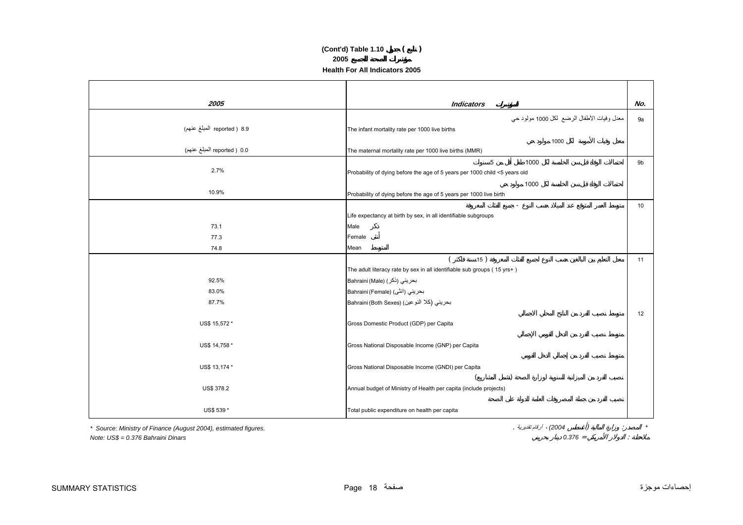**(Cont'd) Table 1.10 جدول ( تابع )**

**2005 مؤشرات الصحة للجميع**

**Health For All Indicators 2005**

| 2005 | Indicators المؤشرات | No. |
|---|---|---|
| | معدل وفيات الأطفال الرضع لكل 1000 مولود حي | 9a |
| 8.9 ( reported المبلغ عنهم) | The infant mortality rate per 1000 live births | |
| | معدل وفيات الأمومة لكل 1000 مولود حي | |
| 0.0 ( reported المبلغ عنهم) | The maternal mortality rate per 1000 live births (MMR) | |
| | احتمالات الوفاة قبل سن الخامسة لكل 1000 طفل أقل من 5 سنوات | 9b |
| 2.7% | Probability of dying before the age of 5 years per 1000 child <5 years old | |
| | احتمالات الوفاة قبل سن الخامسة لكل 1000 مولود حي | |
| 10.9% | Probability of dying before the age of 5 years per 1000 live birth | |
| | متوسط العمر المتوقع عند الميلاد حسب النوع - جميع الفئات المعروفة | 10 |
| | Life expectancy at birth by sex, in all identifiable subgroups | |
| 73.1 | Male ذكر | |
| 77.3 | Female أنثى | |
| 74.8 | Mean المتوسط | |
| | معدل التعليم بين البالغين حسب النوع لجميع الفئات المعروفة ( 15 سنة فأكثر ) | 11 |
| | The adult literacy rate by sex in all identifiable sub groups ( 15 yrs+ ) | |
| 92.5% | Bahraini (Male) بحريني (ذكر) | |
| 83.0% | Bahraini (Female) بحريني (انثى) | |
| 87.7% | Bahraini (Both Sexes) بحريني (كلا النوعين) | |
| | متوسط نصيب الفرد من الناتج المحلي الاجمالي | 12 |
| US$ 15,572 * | Gross Domestic Product (GDP) per Capita | |
| | متوسط نصيب الفرد من الدخل القومي الإجمالي | |
| US$ 14,758 * | Gross National Disposable Income (GNP) per Capita | |
| | متوسط نصيب الفرد من إجمالي الدخل القومي | |
| US$ 13,174 * | Gross National Disposable Income (GNDI) per Capita | |
| | نصيب الفرد من الميزانية السنوية لوزارة الصحة (تشمل المشاريع) | |
| US$ 378.2 | Annual budget of Ministry of Health per capita (include projects) | |
| | نصيب الفرد من جملة المصروفات العامة للدولة على الصحة | |
| US$ 539 * | Total public expenditure on health per capita | |

*\* Source: Ministry of Finance (August 2004), estimated figures.*

*\* المصدر: وزارة المالية (أغسطس 2004) ، أرقام تقديرية .*

*Note: US$ = 0.376 Bahraini Dinars*

*ملاحظة : الدولار الأمريكي = 0.376 دينار بحريني*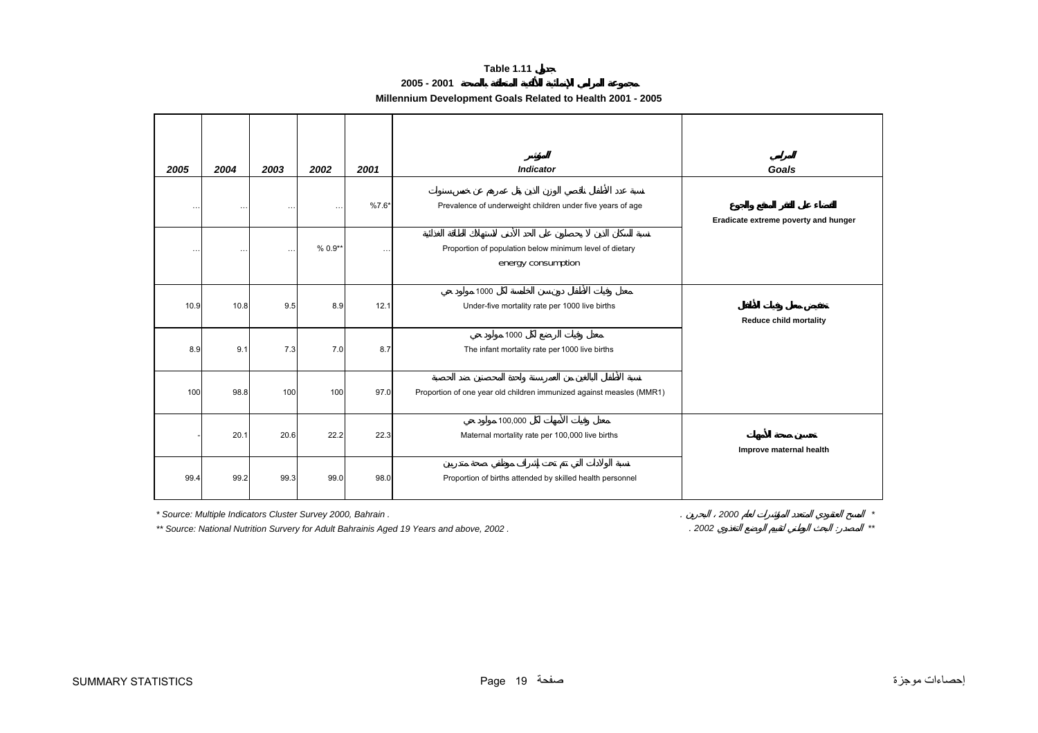# Table 1.11 جدول

## مجموعة المرامي الإنمائية الألفية المتعلقة بالصحة 2001 - 2005

## Millennium Development Goals Related to Health 2001 - 2005

| 2005 | 2004 | 2003 | 2002 | 2001 | المؤشر Indicator | المرامي Goals |
|---|---|---|---|---|---|---|
| … | … | … | … | %7.6* | نسبة عدد الأطفال ناقصي الوزن الذين يقل عمرهم عن خمس سنوات Prevalence of underweight children under five years of age | القضاء على الفقر المدقع والجوع Eradicate extreme poverty and hunger |
| … | … | … | % 0.9** | … | نسبة السكان الذين لا يحصلون على الحد الأدنى لاستهلاك الطاقة الغذائية Proportion of population below minimum level of dietary energy consumption | |
| 10.9 | 10.8 | 9.5 | 8.9 | 12.1 | معدل وفيات الأطفال دون سن الخامسة لكل 1000 مولود حي Under-five mortality rate per 1000 live births | تخفيض معدل وفيات الأطفال Reduce child mortality |
| 8.9 | 9.1 | 7.3 | 7.0 | 8.7 | معدل وفيات الرضع لكل 1000 مولود حي The infant mortality rate per 1000 live births | |
| 100 | 98.8 | 100 | 100 | 97.0 | نسبة الأطفال البالغين من العمر سنة واحدة المحصنين ضد الحصبة Proportion of one year old children immunized against measles (MMR1) | |
| - | 20.1 | 20.6 | 22.2 | 22.3 | معدل وفيات الأمهات لكل 100,000 مولود حي Maternal mortality rate per 100,000 live births | تحسين صحة الأمهات Improve maternal health |
| 99.4 | 99.2 | 99.3 | 99.0 | 98.0 | نسبة الولادات التي تتم تحت إشراف موظفي صحة متدربين Proportion of births attended by skilled health personnel | |

* Source: Multiple Indicators Cluster Survey 2000, Bahrain .

** Source: National Nutrition Survery for Adult Bahrainis Aged 19 Years and above, 2002 .

* المسح العنقودي المتعدد المؤشرات لعام 2000 ، البحرين .

** المصدر: البحث الوطني لتقييم الوضع التغذوي 2002 .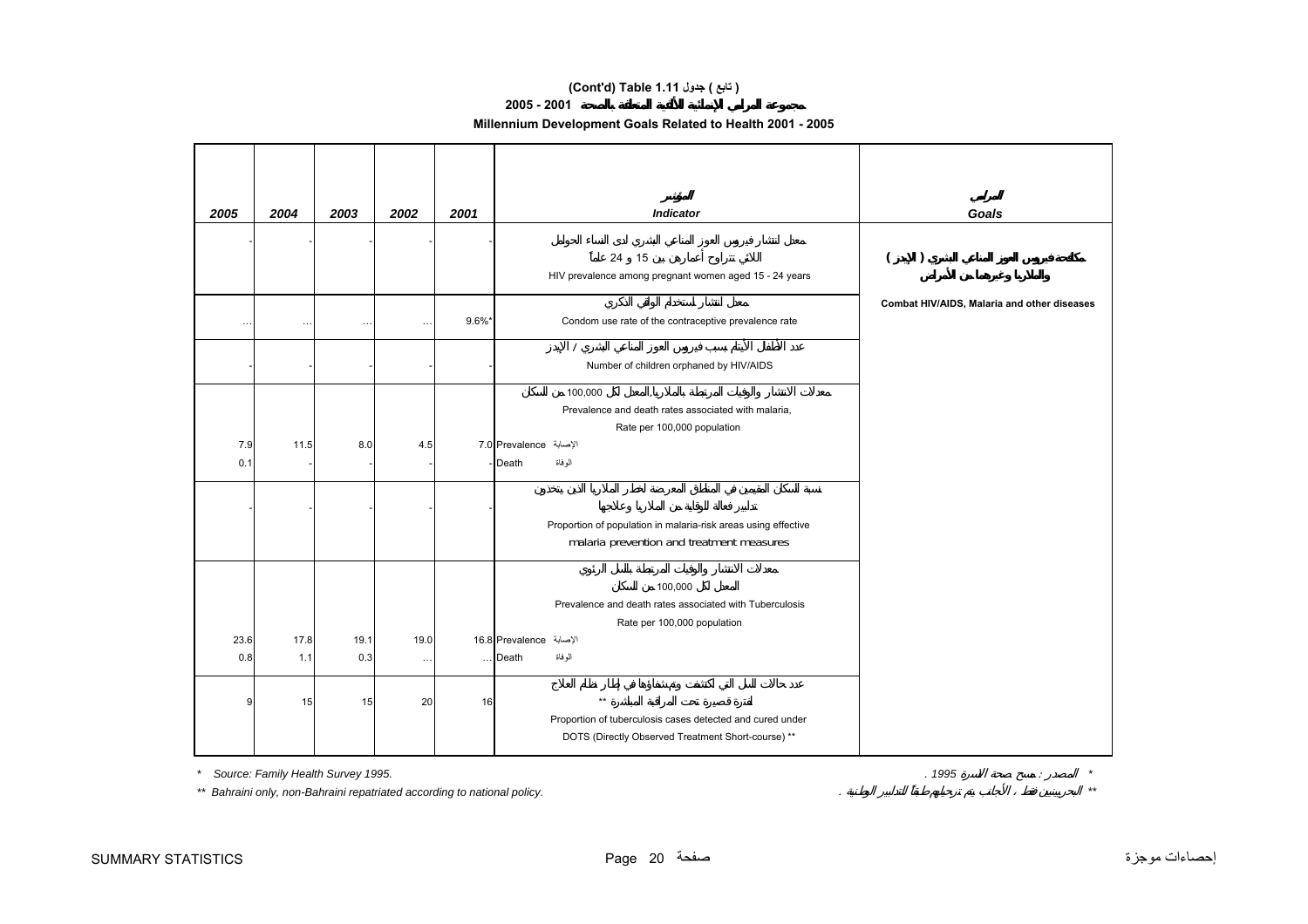# (Cont'd) Table 1.11 جدول ( تابع )

## مجموعة المرامي الإنمائية الألفية المتعلقة بالصحة 2001 - 2005

## Millennium Development Goals Related to Health 2001 - 2005

| 2005 | 2004 | 2003 | 2002 | 2001 | المؤشر<br>Indicator | المرامي<br>Goals |
|---|---|---|---|---|---|---|
| - | - | - | - | - | معدل انتشار فيروس العوز المناعي البشري لدى النساء الحوامل اللاتي تتراوح أعمارهن بين 15 و 24 عاماً<br>HIV prevalence among pregnant women aged 15 - 24 years | مكافحة فيروس العوز المناعي البشري ( الإيدز ) والملاريا وغيرهما من الأمراض<br>Combat HIV/AIDS, Malaria and other diseases |
| … | … | … | … | 9.6%* | معدل انتشار استخدام الواقي الذكري<br>Condom use rate of the contraceptive prevalence rate | |
| - | - | - | - | - | عدد الأطفال الأيتام بسبب فيروس العوز المناعي البشري / الإيدز<br>Number of children orphaned by HIV/AIDS | |
| | | | | | معدلات الانتشار والوفيات المرتبطة بالملاريا، المعدل لكل 100,000 من السكان<br>Prevalence and death rates associated with malaria, Rate per 100,000 population | |
| 7.9 | 11.5 | 8.0 | 4.5 | 7.0 | Prevalence الإصابة | |
| 0.1 | - | - | - | - | Death الوفاة | |
| - | - | - | - | - | نسبة السكان المقيمين في المناطق المعرضة لخطر الملاريا الذين يتخذون تدابير فعالة للوقاية من الملاريا وعلاجها<br>Proportion of population in malaria-risk areas using effective malaria prevention and treatment measures | |
| | | | | | معدلات الانتشار والوفيات المرتبطة بالسل الرئوي المعدل لكل 100,000 من السكان<br>Prevalence and death rates associated with Tuberculosis Rate per 100,000 population | |
| 23.6 | 17.8 | 19.1 | 19.0 | 16.8 | Prevalence الإصابة | |
| 0.8 | 1.1 | 0.3 | … | … | Death الوفاة | |
| 9 | 15 | 15 | 20 | 16 | عدد حالات السل التي اكتشفت وتم شفاؤها في إطار نظام العلاج لفترة قصيرة تحت المراقبة المباشرة **<br>Proportion of tuberculosis cases detected and cured under DOTS (Directly Observed Treatment Short-course) ** | |

* Source: Family Health Survey 1995. — * المصدر : مسح صحة الأسرة 1995 .

** Bahraini only, non-Bahraini repatriated according to national policy. — ** البحرينيين فقط ، الأجانب يتم ترحيلهم طبقاً للتدابير الوطنية .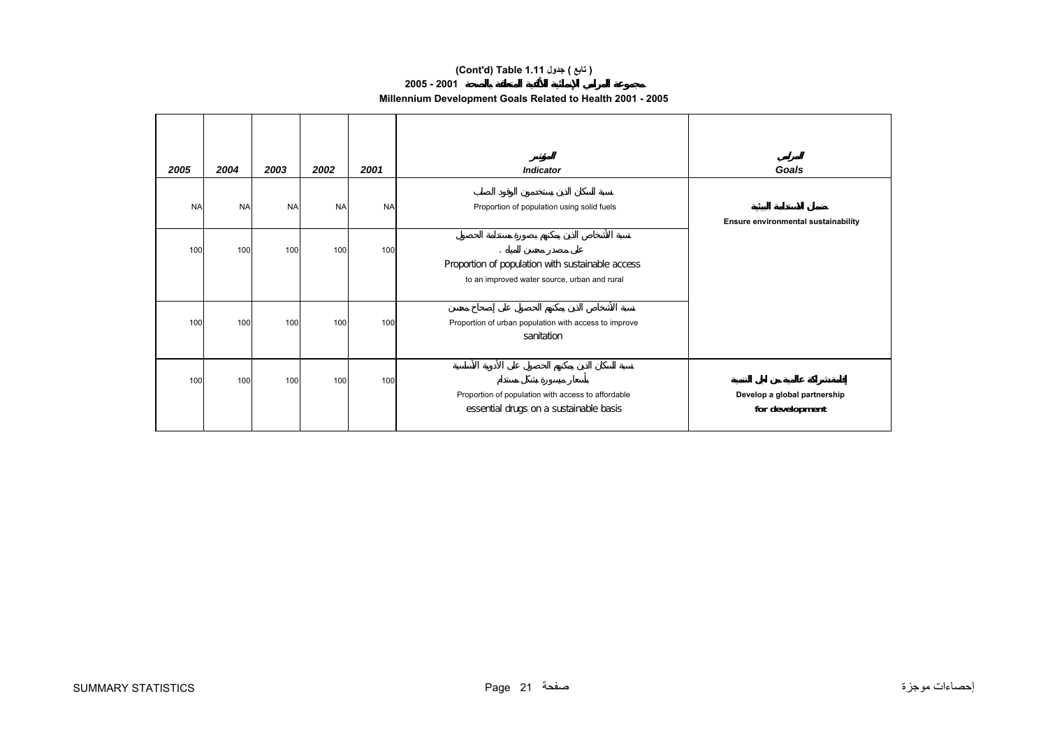**(Cont'd) Table 1.11 جدول ( تابع )**

**2005 - 2001 مجموعة المرامي الإنمائية للألفية المتعلقة بالصحة**

**Millennium Development Goals Related to Health 2001 - 2005**

| 2005 | 2004 | 2003 | 2002 | 2001 | المؤشر *Indicator* | المرامي *Goals* |
|---|---|---|---|---|---|---|
| NA | NA | NA | NA | NA | نسبة السكان الذين يستخدمون الوقود الصلب<br>Proportion of population using solid fuels | ضمان الاستدامة البيئية<br>**Ensure environmental sustainability** |
| 100 | 100 | 100 | 100 | 100 | نسبة الأشخاص الذين يمكنهم بصورة مستدامة الحصول على مصدر محسن للمياه .<br>Proportion of population with sustainable access to an improved water source, urban and rural | |
| 100 | 100 | 100 | 100 | 100 | نسبة الأشخاص الذين يمكنهم الحصول على إصحاح محسن<br>Proportion of urban population with access to improve sanitation | |
| 100 | 100 | 100 | 100 | 100 | نسبة السكان الذين يمكنهم الحصول على الأدوية الأساسية بأسعار ميسورة بشكل مستدام<br>Proportion of population with access to affordable essential drugs on a sustainable basis | إقامة شراكة عالمية من أجل التنمية<br>**Develop a global partnership for development** |